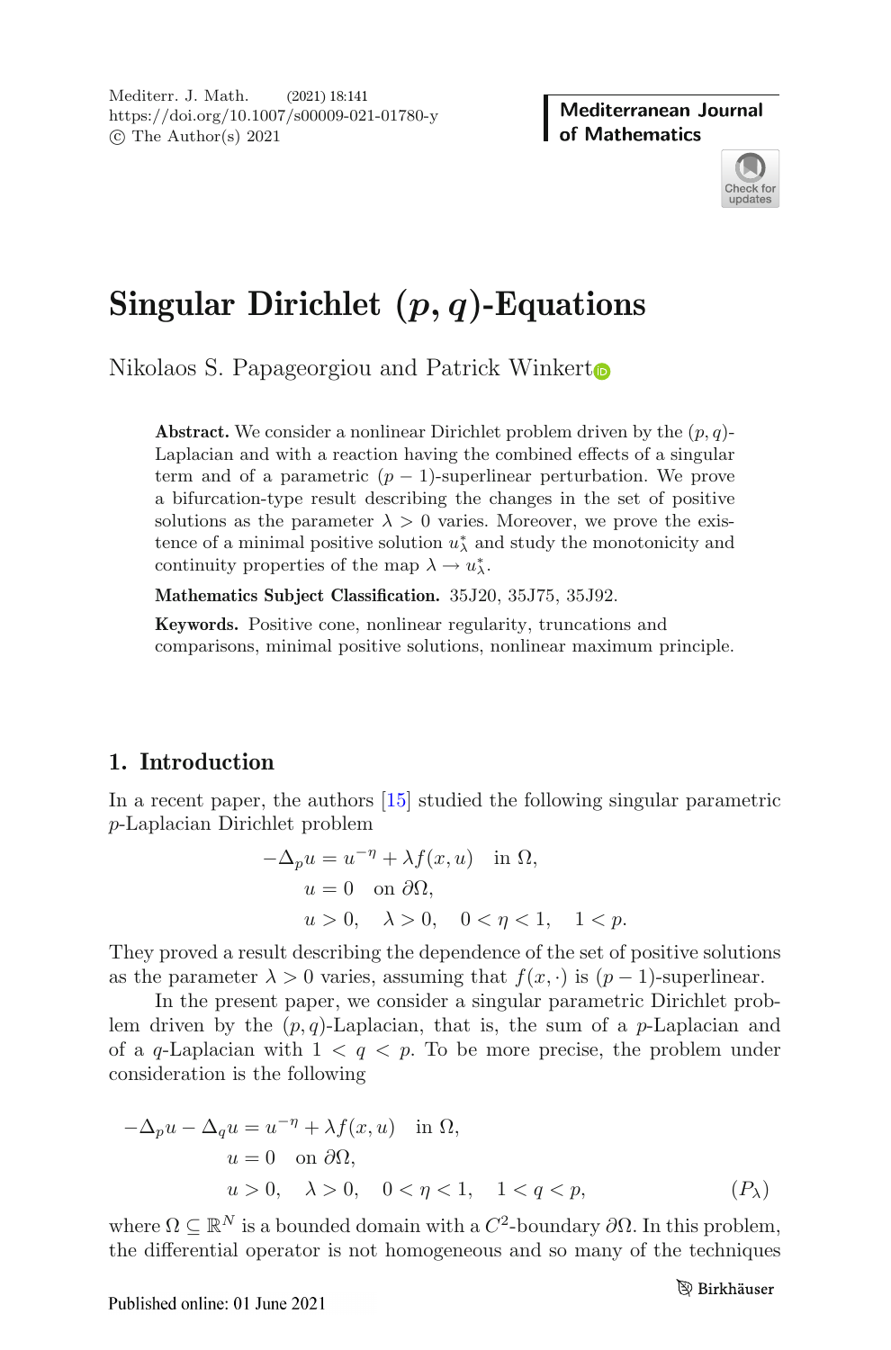# Singular Dirichlet $(p, q)$-Equations

Nikolaos S. Papageorgiou and Patrick Winkert

**Abstract.** We consider a nonlinear Dirichlet problem driven by the $(p, q)$-Laplacian and with a reaction having the combined effects of a singular term and of a parametric $(p-1)$-superlinear perturbation. We prove a bifurcation-type result describing the changes in the set of positive solutions as the parameter $\lambda > 0$ varies. Moreover, we prove the existence of a minimal positive solution $u_\lambda^*$ and study the monotonicity and continuity properties of the map $\lambda \to u_\lambda^*$.

**Mathematics Subject Classification.** 35J20, 35J75, 35J92.

**Keywords.** Positive cone, nonlinear regularity, truncations and comparisons, minimal positive solutions, nonlinear maximum principle.

## 1. Introduction

In a recent paper, the authors [15] studied the following singular parametric $p$-Laplacian Dirichlet problem

$$
\begin{aligned}
-\Delta_p u &= u^{-\eta} + \lambda f(x, u) \quad \text{in } \Omega, \\
u &= 0 \quad \text{on } \partial\Omega, \\
u &> 0, \quad \lambda > 0, \quad 0 < \eta < 1, \quad 1 < p.
\end{aligned}
$$

They proved a result describing the dependence of the set of positive solutions as the parameter $\lambda > 0$ varies, assuming that $f(x, \cdot)$ is $(p-1)$-superlinear.

In the present paper, we consider a singular parametric Dirichlet problem driven by the $(p, q)$-Laplacian, that is, the sum of a $p$-Laplacian and of a $q$-Laplacian with $1 < q < p$. To be more precise, the problem under consideration is the following

$$
\begin{aligned}
-\Delta_p u - \Delta_q u &= u^{-\eta} + \lambda f(x, u) \quad \text{in } \Omega, \\
u &= 0 \quad \text{on } \partial\Omega, \\
u &> 0, \quad \lambda > 0, \quad 0 < \eta < 1, \quad 1 < q < p, \qquad (P_\lambda)
\end{aligned}
$$

where $\Omega \subseteq \mathbb{R}^N$ is a bounded domain with a $C^2$-boundary $\partial\Omega$. In this problem, the differential operator is not homogeneous and so many of the techniques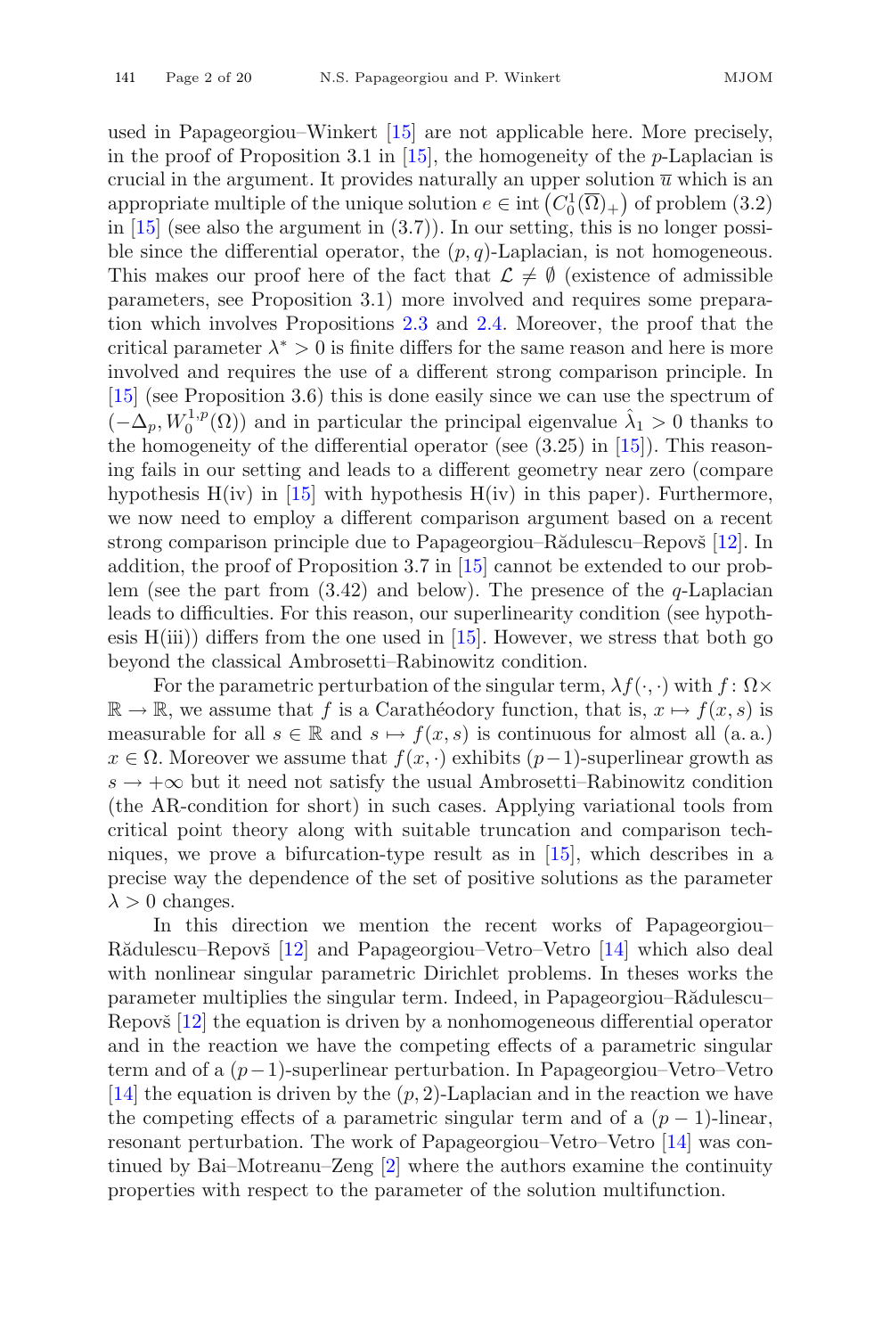used in Papageorgiou–Winkert [15] are not applicable here. More precisely, in the proof of Proposition 3.1 in [15], the homogeneity of the $p$-Laplacian is crucial in the argument. It provides naturally an upper solution $\overline{u}$ which is an appropriate multiple of the unique solution $e \in \operatorname{int}\left(C_0^1(\overline{\Omega})_+\right)$ of problem (3.2) in [15] (see also the argument in (3.7)). In our setting, this is no longer possible since the differential operator, the $(p,q)$-Laplacian, is not homogeneous. This makes our proof here of the fact that $\mathcal{L} \neq \emptyset$ (existence of admissible parameters, see Proposition 3.1) more involved and requires some preparation which involves Propositions 2.3 and 2.4. Moreover, the proof that the critical parameter $\lambda^* > 0$ is finite differs for the same reason and here is more involved and requires the use of a different strong comparison principle. In [15] (see Proposition 3.6) this is done easily since we can use the spectrum of $(-\Delta_p, W_0^{1,p}(\Omega))$ and in particular the principal eigenvalue $\hat{\lambda}_1 > 0$ thanks to the homogeneity of the differential operator (see (3.25) in [15]). This reasoning fails in our setting and leads to a different geometry near zero (compare hypothesis H(iv) in [15] with hypothesis H(iv) in this paper). Furthermore, we now need to employ a different comparison argument based on a recent strong comparison principle due to Papageorgiou–Rădulescu–Repovš [12]. In addition, the proof of Proposition 3.7 in [15] cannot be extended to our problem (see the part from (3.42) and below). The presence of the $q$-Laplacian leads to difficulties. For this reason, our superlinearity condition (see hypothesis H(iii)) differs from the one used in [15]. However, we stress that both go beyond the classical Ambrosetti–Rabinowitz condition.

For the parametric perturbation of the singular term, $\lambda f(\cdot,\cdot)$ with $f\colon \Omega \times \mathbb{R} \to \mathbb{R}$, we assume that $f$ is a Carathéodory function, that is, $x \mapsto f(x,s)$ is measurable for all $s \in \mathbb{R}$ and $s \mapsto f(x,s)$ is continuous for almost all (a. a.) $x \in \Omega$. Moreover we assume that $f(x,\cdot)$ exhibits $(p-1)$-superlinear growth as $s \to +\infty$ but it need not satisfy the usual Ambrosetti–Rabinowitz condition (the AR-condition for short) in such cases. Applying variational tools from critical point theory along with suitable truncation and comparison techniques, we prove a bifurcation-type result as in [15], which describes in a precise way the dependence of the set of positive solutions as the parameter $\lambda > 0$ changes.

In this direction we mention the recent works of Papageorgiou–Rădulescu–Repovš [12] and Papageorgiou–Vetro–Vetro [14] which also deal with nonlinear singular parametric Dirichlet problems. In theses works the parameter multiplies the singular term. Indeed, in Papageorgiou–Rădulescu–Repovš [12] the equation is driven by a nonhomogeneous differential operator and in the reaction we have the competing effects of a parametric singular term and of a $(p-1)$-superlinear perturbation. In Papageorgiou–Vetro–Vetro [14] the equation is driven by the $(p,2)$-Laplacian and in the reaction we have the competing effects of a parametric singular term and of a $(p-1)$-linear, resonant perturbation. The work of Papageorgiou–Vetro–Vetro [14] was continued by Bai–Motreanu–Zeng [2] where the authors examine the continuity properties with respect to the parameter of the solution multifunction.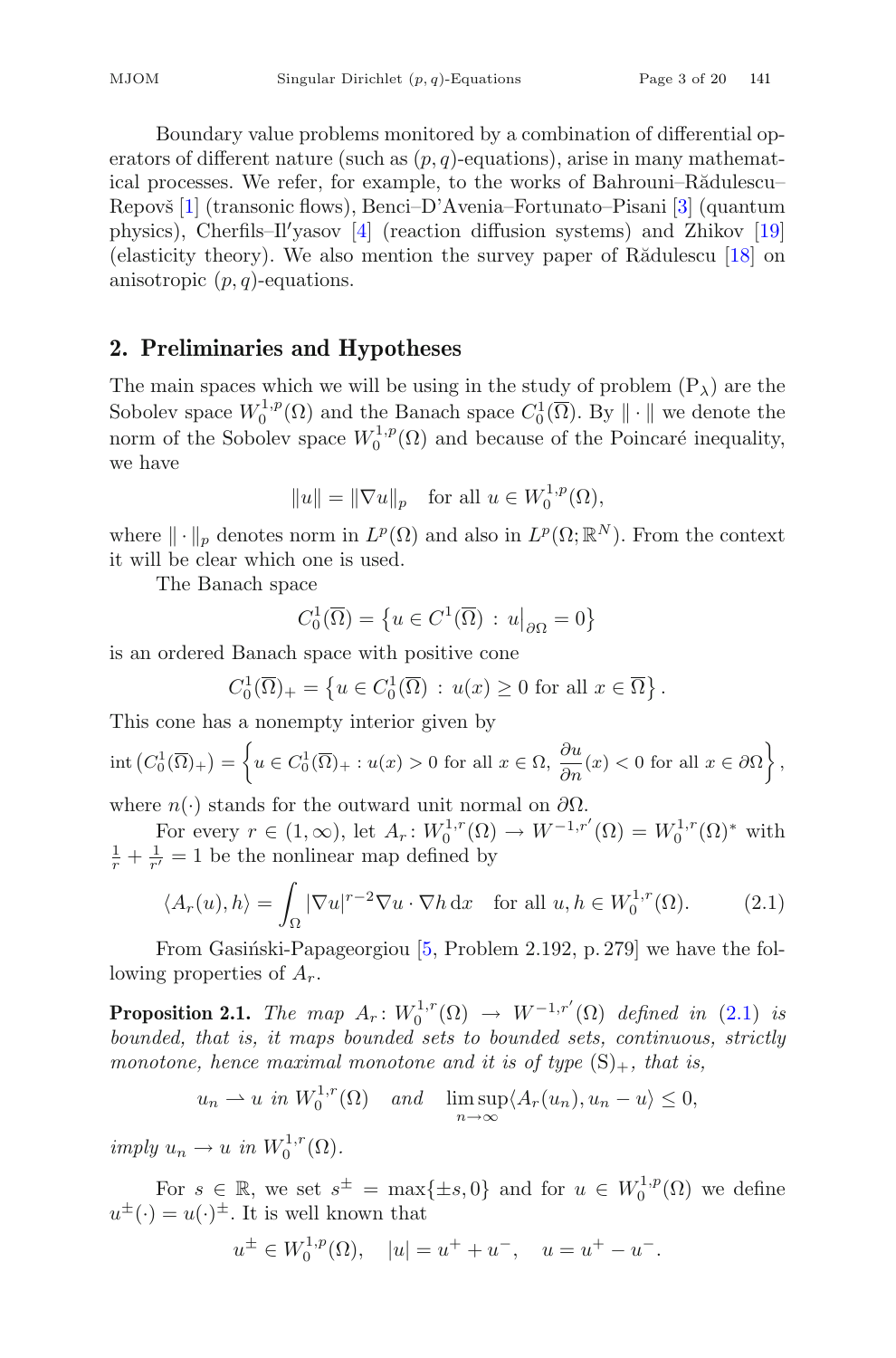Boundary value problems monitored by a combination of differential operators of different nature (such as $(p, q)$-equations), arise in many mathematical processes. We refer, for example, to the works of Bahrouni–Rădulescu–Repovš [1] (transonic flows), Benci–D'Avenia–Fortunato–Pisani [3] (quantum physics), Cherfils–Il′yasov [4] (reaction diffusion systems) and Zhikov [19] (elasticity theory). We also mention the survey paper of Rădulescu [18] on anisotropic $(p, q)$-equations.

## 2. Preliminaries and Hypotheses

The main spaces which we will be using in the study of problem $(\mathrm{P}_\lambda)$ are the Sobolev space $W_0^{1,p}(\Omega)$ and the Banach space $C_0^1(\overline{\Omega})$. By $\|\cdot\|$ we denote the norm of the Sobolev space $W_0^{1,p}(\Omega)$ and because of the Poincaré inequality, we have

$$\|u\| = \|\nabla u\|_p \quad \text{for all } u \in W_0^{1,p}(\Omega),$$

where $\|\cdot\|_p$ denotes norm in $L^p(\Omega)$ and also in $L^p(\Omega; \mathbb{R}^N)$. From the context it will be clear which one is used.

The Banach space

$$C_0^1(\overline{\Omega}) = \left\{ u \in C^1(\overline{\Omega}) \,:\, u\big|_{\partial\Omega} = 0 \right\}$$

is an ordered Banach space with positive cone

$$C_0^1(\overline{\Omega})_+ = \left\{ u \in C_0^1(\overline{\Omega}) \,:\, u(x) \geq 0 \text{ for all } x \in \overline{\Omega} \right\}.$$

This cone has a nonempty interior given by

$$\operatorname{int}\left(C_0^1(\overline{\Omega})_+\right) = \left\{ u \in C_0^1(\overline{\Omega})_+ : u(x) > 0 \text{ for all } x \in \Omega,\ \frac{\partial u}{\partial n}(x) < 0 \text{ for all } x \in \partial\Omega \right\},$$

where $n(\cdot)$ stands for the outward unit normal on $\partial\Omega$.

For every $r \in (1, \infty)$, let $A_r\colon W_0^{1,r}(\Omega) \to W^{-1,r'}(\Omega) = W_0^{1,r}(\Omega)^*$ with $\frac{1}{r} + \frac{1}{r'} = 1$ be the nonlinear map defined by

$$\langle A_r(u), h \rangle = \int_\Omega |\nabla u|^{r-2} \nabla u \cdot \nabla h \,\mathrm{d}x \quad \text{for all } u, h \in W_0^{1,r}(\Omega). \tag{2.1}$$

From Gasiński-Papageorgiou [5, Problem 2.192, p. 279] we have the following properties of $A_r$.

**Proposition 2.1.** *The map $A_r\colon W_0^{1,r}(\Omega) \to W^{-1,r'}(\Omega)$ defined in (2.1) is bounded, that is, it maps bounded sets to bounded sets, continuous, strictly monotone, hence maximal monotone and it is of type $(\mathrm{S})_+$, that is,*

$$u_n \rightharpoonup u \text{ in } W_0^{1,r}(\Omega) \quad \text{and} \quad \limsup_{n\to\infty} \langle A_r(u_n), u_n - u \rangle \leq 0,$$

*imply $u_n \to u$ in $W_0^{1,r}(\Omega)$.*

For $s \in \mathbb{R}$, we set $s^\pm = \max\{\pm s, 0\}$ and for $u \in W_0^{1,p}(\Omega)$ we define $u^\pm(\cdot) = u(\cdot)^\pm$. It is well known that

$$u^\pm \in W_0^{1,p}(\Omega), \quad |u| = u^+ + u^-, \quad u = u^+ - u^-.$$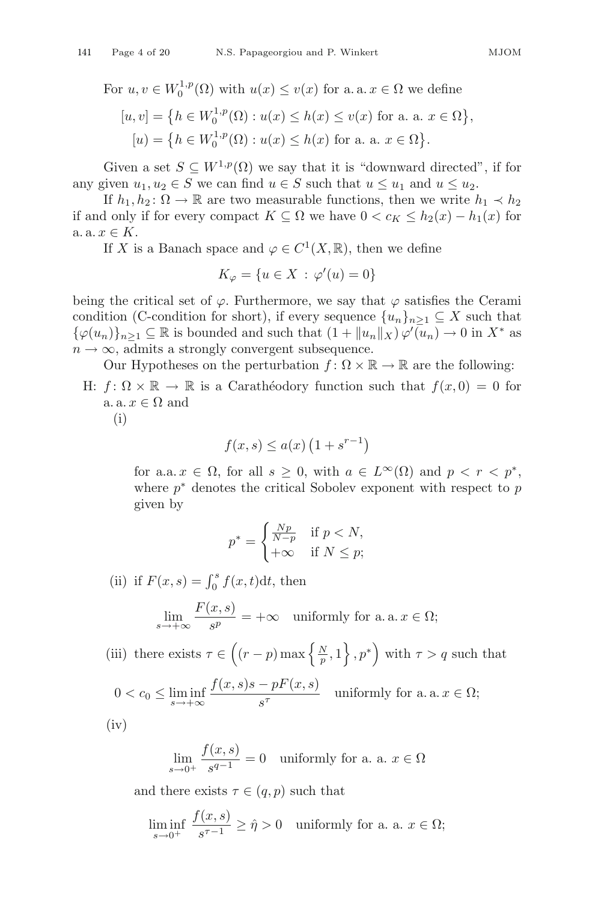For $u, v \in W_0^{1,p}(\Omega)$ with $u(x) \leq v(x)$ for a. a. $x \in \Omega$ we define

$$[u,v] = \left\{ h \in W_0^{1,p}(\Omega) : u(x) \leq h(x) \leq v(x) \text{ for a. a. } x \in \Omega \right\},$$
$$[u) = \left\{ h \in W_0^{1,p}(\Omega) : u(x) \leq h(x) \text{ for a. a. } x \in \Omega \right\}.$$

Given a set $S \subseteq W^{1,p}(\Omega)$ we say that it is "downward directed", if for any given $u_1, u_2 \in S$ we can find $u \in S$ such that $u \leq u_1$ and $u \leq u_2$.

If $h_1, h_2 \colon \Omega \to \mathbb{R}$ are two measurable functions, then we write $h_1 \prec h_2$ if and only if for every compact $K \subseteq \Omega$ we have $0 < c_K \leq h_2(x) - h_1(x)$ for a. a. $x \in K$.

If $X$ is a Banach space and $\varphi \in C^1(X, \mathbb{R})$, then we define

$$K_\varphi = \{ u \in X \,:\, \varphi'(u) = 0 \}$$

being the critical set of $\varphi$. Furthermore, we say that $\varphi$ satisfies the Cerami condition (C-condition for short), if every sequence $\{u_n\}_{n \geq 1} \subseteq X$ such that $\{\varphi(u_n)\}_{n \geq 1} \subseteq \mathbb{R}$ is bounded and such that $(1 + \|u_n\|_X)\, \varphi'(u_n) \to 0$ in $X^*$ as $n \to \infty$, admits a strongly convergent subsequence.

Our Hypotheses on the perturbation $f \colon \Omega \times \mathbb{R} \to \mathbb{R}$ are the following:

H: $f \colon \Omega \times \mathbb{R} \to \mathbb{R}$ is a Carathéodory function such that $f(x, 0) = 0$ for a. a. $x \in \Omega$ and

(i)
$$f(x,s) \leq a(x) \left(1 + s^{r-1}\right)$$
for a.a. $x \in \Omega$, for all $s \geq 0$, with $a \in L^\infty(\Omega)$ and $p < r < p^*$, where $p^*$ denotes the critical Sobolev exponent with respect to $p$ given by
$$p^* = \begin{cases} \frac{Np}{N-p} & \text{if } p < N, \\ +\infty & \text{if } N \leq p; \end{cases}$$

(ii) if $F(x,s) = \int_0^s f(x,t) \mathrm{d}t$, then
$$\lim_{s \to +\infty} \frac{F(x,s)}{s^p} = +\infty \quad \text{uniformly for a. a. } x \in \Omega;$$

(iii) there exists $\tau \in \left( (r-p) \max\left\{ \frac{N}{p}, 1 \right\}, p^* \right)$ with $\tau > q$ such that
$$0 < c_0 \leq \liminf_{s \to +\infty} \frac{f(x,s)s - pF(x,s)}{s^\tau} \quad \text{uniformly for a. a. } x \in \Omega;$$

(iv)
$$\lim_{s \to 0^+} \frac{f(x,s)}{s^{q-1}} = 0 \quad \text{uniformly for a. a. } x \in \Omega$$
and there exists $\tau \in (q, p)$ such that
$$\liminf_{s \to 0^+} \frac{f(x,s)}{s^{\tau - 1}} \geq \hat{\eta} > 0 \quad \text{uniformly for a. a. } x \in \Omega;$$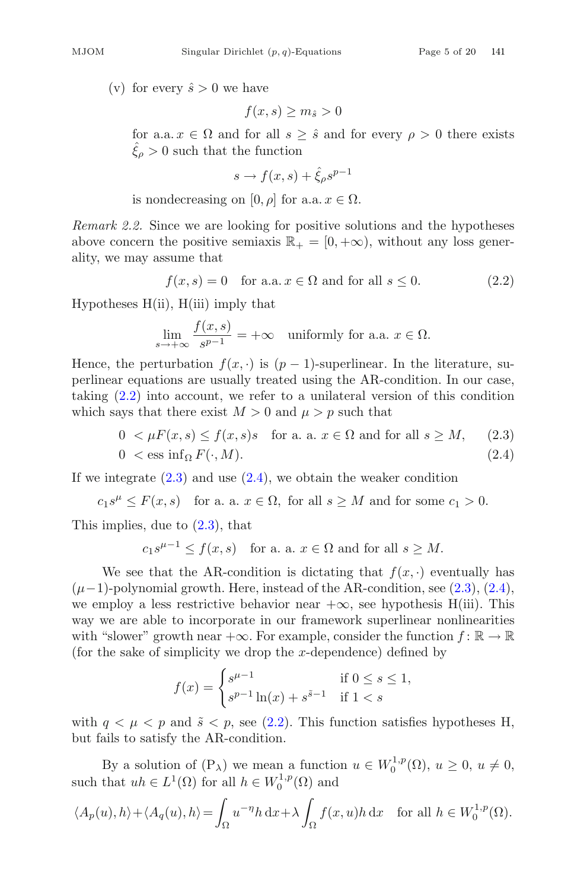(v) for every $\hat{s} > 0$ we have

$$f(x,s) \geq m_{\hat{s}} > 0$$

for a.a. $x \in \Omega$ and for all $s \geq \hat{s}$ and for every $\rho > 0$ there exists $\hat{\xi}_\rho > 0$ such that the function

$$s \to f(x,s) + \hat{\xi}_\rho s^{p-1}$$

is nondecreasing on $[0,\rho]$ for a.a. $x \in \Omega$.

*Remark 2.2.* Since we are looking for positive solutions and the hypotheses above concern the positive semiaxis $\mathbb{R}_+ = [0,+\infty)$, without any loss generality, we may assume that

$$f(x,s) = 0 \quad \text{for a.a. } x \in \Omega \text{ and for all } s \leq 0. \tag{2.2}$$

Hypotheses H(ii), H(iii) imply that

$$\lim_{s \to +\infty} \frac{f(x,s)}{s^{p-1}} = +\infty \quad \text{uniformly for a.a. } x \in \Omega.$$

Hence, the perturbation $f(x,\cdot)$ is $(p-1)$-superlinear. In the literature, superlinear equations are usually treated using the AR-condition. In our case, taking (2.2) into account, we refer to a unilateral version of this condition which says that there exist $M > 0$ and $\mu > p$ such that

$$0 < \mu F(x,s) \leq f(x,s)s \quad \text{for a. a. } x \in \Omega \text{ and for all } s \geq M, \tag{2.3}$$

$$0 < \operatorname{ess\,inf}_\Omega F(\cdot, M). \tag{2.4}$$

If we integrate (2.3) and use (2.4), we obtain the weaker condition

$$c_1 s^\mu \leq F(x,s) \quad \text{for a. a. } x \in \Omega, \text{ for all } s \geq M \text{ and for some } c_1 > 0.$$

This implies, due to (2.3), that

$$c_1 s^{\mu-1} \leq f(x,s) \quad \text{for a. a. } x \in \Omega \text{ and for all } s \geq M.$$

We see that the AR-condition is dictating that $f(x,\cdot)$ eventually has $(\mu-1)$-polynomial growth. Here, instead of the AR-condition, see (2.3), (2.4), we employ a less restrictive behavior near $+\infty$, see hypothesis H(iii). This way we are able to incorporate in our framework superlinear nonlinearities with "slower" growth near $+\infty$. For example, consider the function $f \colon \mathbb{R} \to \mathbb{R}$ (for the sake of simplicity we drop the $x$-dependence) defined by

$$f(x) = \begin{cases} s^{\mu-1} & \text{if } 0 \leq s \leq 1, \\ s^{p-1}\ln(x) + s^{\tilde{s}-1} & \text{if } 1 < s \end{cases}$$

with $q < \mu < p$ and $\tilde{s} < p$, see (2.2). This function satisfies hypotheses H, but fails to satisfy the AR-condition.

By a solution of $(\mathrm{P}_\lambda)$ we mean a function $u \in W_0^{1,p}(\Omega)$, $u \geq 0$, $u \neq 0$, such that $uh \in L^1(\Omega)$ for all $h \in W_0^{1,p}(\Omega)$ and

$$\langle A_p(u), h\rangle + \langle A_q(u), h\rangle = \int_\Omega u^{-\eta} h \,\mathrm{d}x + \lambda \int_\Omega f(x,u) h \,\mathrm{d}x \quad \text{for all } h \in W_0^{1,p}(\Omega).$$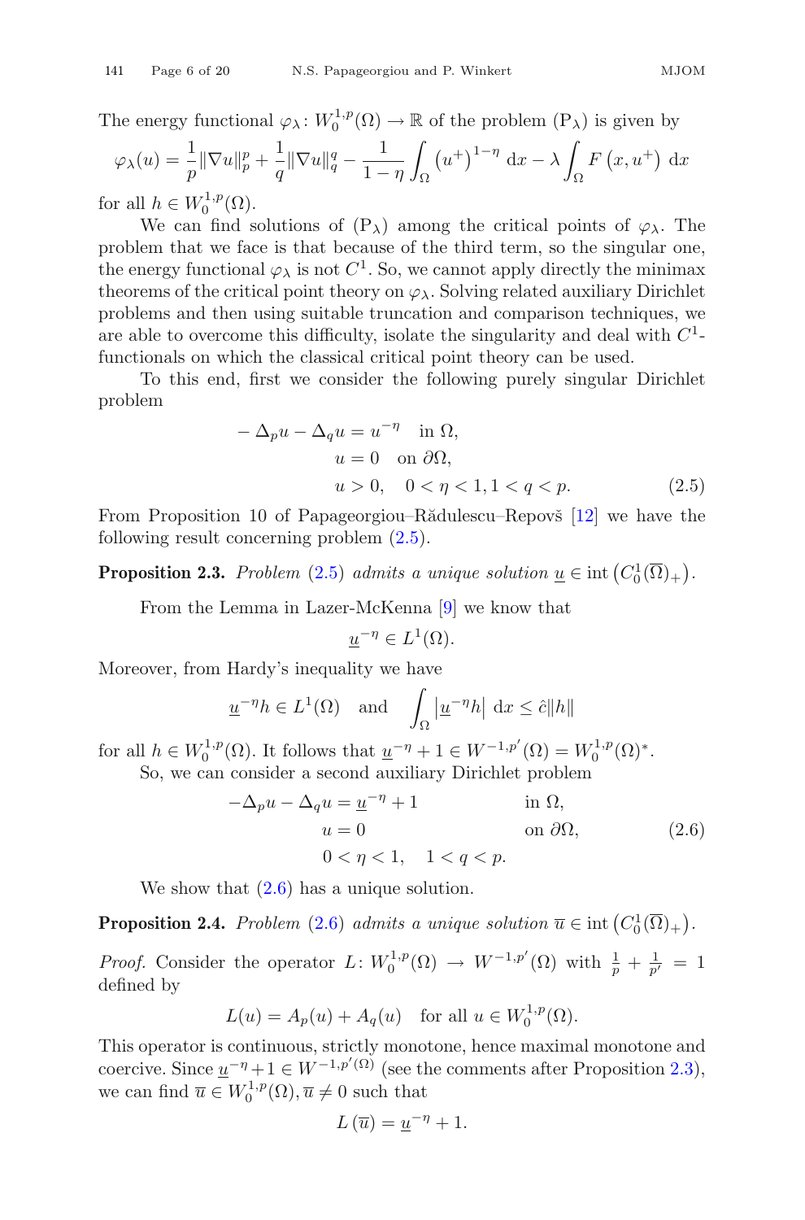The energy functional $\varphi_\lambda \colon W_0^{1,p}(\Omega) \to \mathbb{R}$ of the problem $(\mathrm{P}_\lambda)$ is given by

$$\varphi_\lambda(u) = \frac{1}{p}\|\nabla u\|_p^p + \frac{1}{q}\|\nabla u\|_q^q - \frac{1}{1-\eta}\int_\Omega \left(u^+\right)^{1-\eta} \mathrm{d}x - \lambda \int_\Omega F\left(x, u^+\right) \mathrm{d}x$$

for all $h \in W_0^{1,p}(\Omega)$.

We can find solutions of $(\mathrm{P}_\lambda)$ among the critical points of $\varphi_\lambda$. The problem that we face is that because of the third term, so the singular one, the energy functional $\varphi_\lambda$ is not $C^1$. So, we cannot apply directly the minimax theorems of the critical point theory on $\varphi_\lambda$. Solving related auxiliary Dirichlet problems and then using suitable truncation and comparison techniques, we are able to overcome this difficulty, isolate the singularity and deal with $C^1$-functionals on which the classical critical point theory can be used.

To this end, first we consider the following purely singular Dirichlet problem

$$\begin{aligned} -\Delta_p u - \Delta_q u &= u^{-\eta} \quad \text{in } \Omega,\\ u &= 0 \quad \text{on } \partial\Omega,\\ u &> 0, \quad 0 < \eta < 1, 1 < q < p. \end{aligned} \tag{2.5}$$

From Proposition 10 of Papageorgiou–Rădulescu–Repovš [12] we have the following result concerning problem (2.5).

**Proposition 2.3.** *Problem* (2.5) *admits a unique solution* $\underline{u} \in \operatorname{int}\left(C_0^1(\overline{\Omega})_+\right)$.

From the Lemma in Lazer-McKenna [9] we know that

$$\underline{u}^{-\eta} \in L^1(\Omega).$$

Moreover, from Hardy's inequality we have

$$\underline{u}^{-\eta} h \in L^1(\Omega) \quad \text{and} \quad \int_\Omega \left|\underline{u}^{-\eta} h\right| \mathrm{d}x \leq \hat{c}\|h\|$$

for all $h \in W_0^{1,p}(\Omega)$. It follows that $\underline{u}^{-\eta} + 1 \in W^{-1,p'}(\Omega) = W_0^{1,p}(\Omega)^*$.

So, we can consider a second auxiliary Dirichlet problem

$$\begin{aligned} -\Delta_p u - \Delta_q u &= \underline{u}^{-\eta} + 1 && \text{in } \Omega,\\ u &= 0 && \text{on } \partial\Omega,\\ & 0 < \eta < 1, \quad 1 < q < p. \end{aligned} \tag{2.6}$$

We show that (2.6) has a unique solution.

**Proposition 2.4.** *Problem* (2.6) *admits a unique solution* $\overline{u} \in \operatorname{int}\left(C_0^1(\overline{\Omega})_+\right)$.

*Proof.* Consider the operator $L \colon W_0^{1,p}(\Omega) \to W^{-1,p'}(\Omega)$ with $\frac{1}{p} + \frac{1}{p'} = 1$ defined by

$$L(u) = A_p(u) + A_q(u) \quad \text{for all } u \in W_0^{1,p}(\Omega).$$

This operator is continuous, strictly monotone, hence maximal monotone and coercive. Since $\underline{u}^{-\eta} + 1 \in W^{-1,p'(\Omega)}$ (see the comments after Proposition 2.3), we can find $\overline{u} \in W_0^{1,p}(\Omega), \overline{u} \neq 0$ such that

$$L\left(\overline{u}\right) = \underline{u}^{-\eta} + 1.$$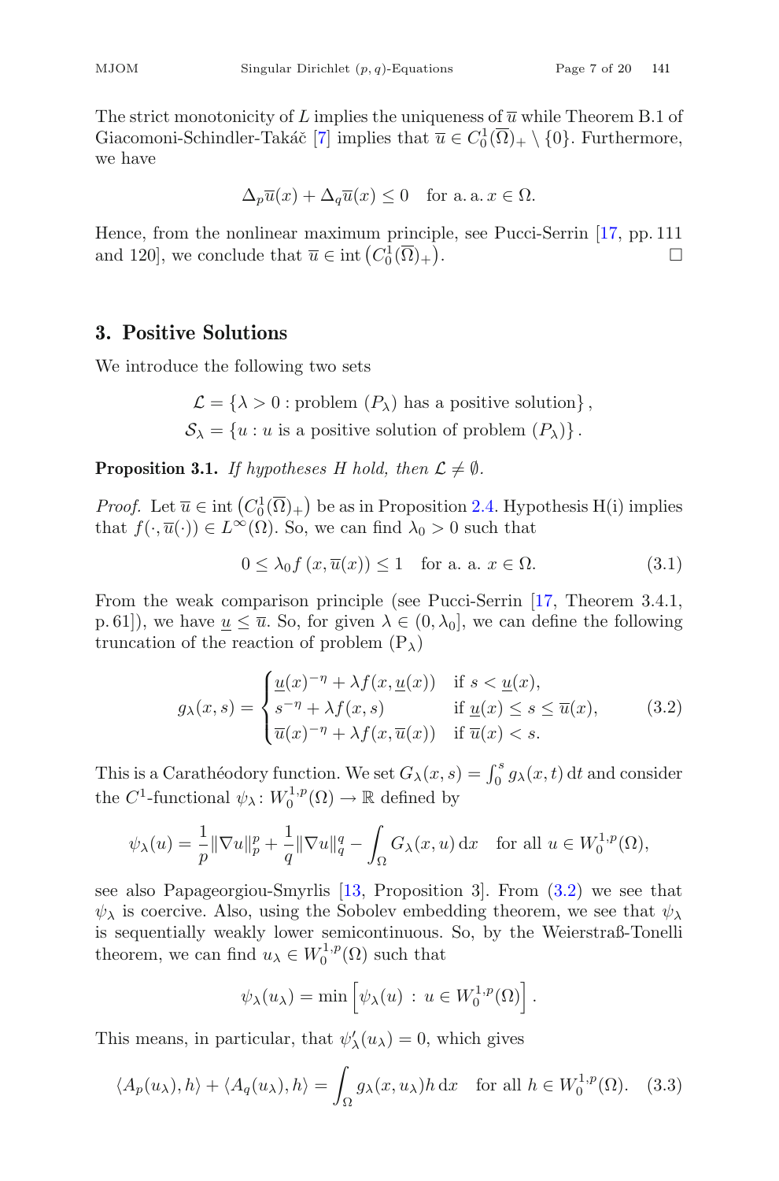The strict monotonicity of $L$ implies the uniqueness of $\overline{u}$ while Theorem B.1 of Giacomoni-Schindler-Takáč [7] implies that $\overline{u} \in C_0^1(\overline{\Omega})_+ \setminus \{0\}$. Furthermore, we have

$$\Delta_p \overline{u}(x) + \Delta_q \overline{u}(x) \leq 0 \quad \text{for a. a. } x \in \Omega.$$

Hence, from the nonlinear maximum principle, see Pucci-Serrin [17, pp. 111 and 120], we conclude that $\overline{u} \in \operatorname{int}\left(C_0^1(\overline{\Omega})_+\right)$. $\square$

## 3. Positive Solutions

We introduce the following two sets

$$\mathcal{L} = \{\lambda > 0 : \text{problem } (P_\lambda) \text{ has a positive solution}\},$$
$$\mathcal{S}_\lambda = \{u : u \text{ is a positive solution of problem } (P_\lambda)\}.$$

**Proposition 3.1.** *If hypotheses H hold, then $\mathcal{L} \neq \emptyset$.*

*Proof.* Let $\overline{u} \in \operatorname{int}\left(C_0^1(\overline{\Omega})_+\right)$ be as in Proposition 2.4. Hypothesis H(i) implies that $f(\cdot, \overline{u}(\cdot)) \in L^\infty(\Omega)$. So, we can find $\lambda_0 > 0$ such that

$$0 \leq \lambda_0 f\left(x, \overline{u}(x)\right) \leq 1 \quad \text{for a. a. } x \in \Omega. \tag{3.1}$$

From the weak comparison principle (see Pucci-Serrin [17, Theorem 3.4.1, p. 61]), we have $\underline{u} \leq \overline{u}$. So, for given $\lambda \in (0, \lambda_0]$, we can define the following truncation of the reaction of problem $(\mathrm{P}_\lambda)$

$$g_\lambda(x,s) = \begin{cases} \underline{u}(x)^{-\eta} + \lambda f(x, \underline{u}(x)) & \text{if } s < \underline{u}(x), \\ s^{-\eta} + \lambda f(x,s) & \text{if } \underline{u}(x) \leq s \leq \overline{u}(x), \\ \overline{u}(x)^{-\eta} + \lambda f(x, \overline{u}(x)) & \text{if } \overline{u}(x) < s. \end{cases} \tag{3.2}$$

This is a Carathéodory function. We set $G_\lambda(x,s) = \int_0^s g_\lambda(x,t)\,\mathrm{d}t$ and consider the $C^1$-functional $\psi_\lambda \colon W_0^{1,p}(\Omega) \to \mathbb{R}$ defined by

$$\psi_\lambda(u) = \frac{1}{p}\|\nabla u\|_p^p + \frac{1}{q}\|\nabla u\|_q^q - \int_\Omega G_\lambda(x,u)\,\mathrm{d}x \quad \text{for all } u \in W_0^{1,p}(\Omega),$$

see also Papageorgiou-Smyrlis [13, Proposition 3]. From (3.2) we see that $\psi_\lambda$ is coercive. Also, using the Sobolev embedding theorem, we see that $\psi_\lambda$ is sequentially weakly lower semicontinuous. So, by the Weierstraß-Tonelli theorem, we can find $u_\lambda \in W_0^{1,p}(\Omega)$ such that

$$\psi_\lambda(u_\lambda) = \min\left[\psi_\lambda(u) \,:\, u \in W_0^{1,p}(\Omega)\right].$$

This means, in particular, that $\psi_\lambda'(u_\lambda) = 0$, which gives

$$\langle A_p(u_\lambda), h\rangle + \langle A_q(u_\lambda), h\rangle = \int_\Omega g_\lambda(x, u_\lambda) h\,\mathrm{d}x \quad \text{for all } h \in W_0^{1,p}(\Omega). \tag{3.3}$$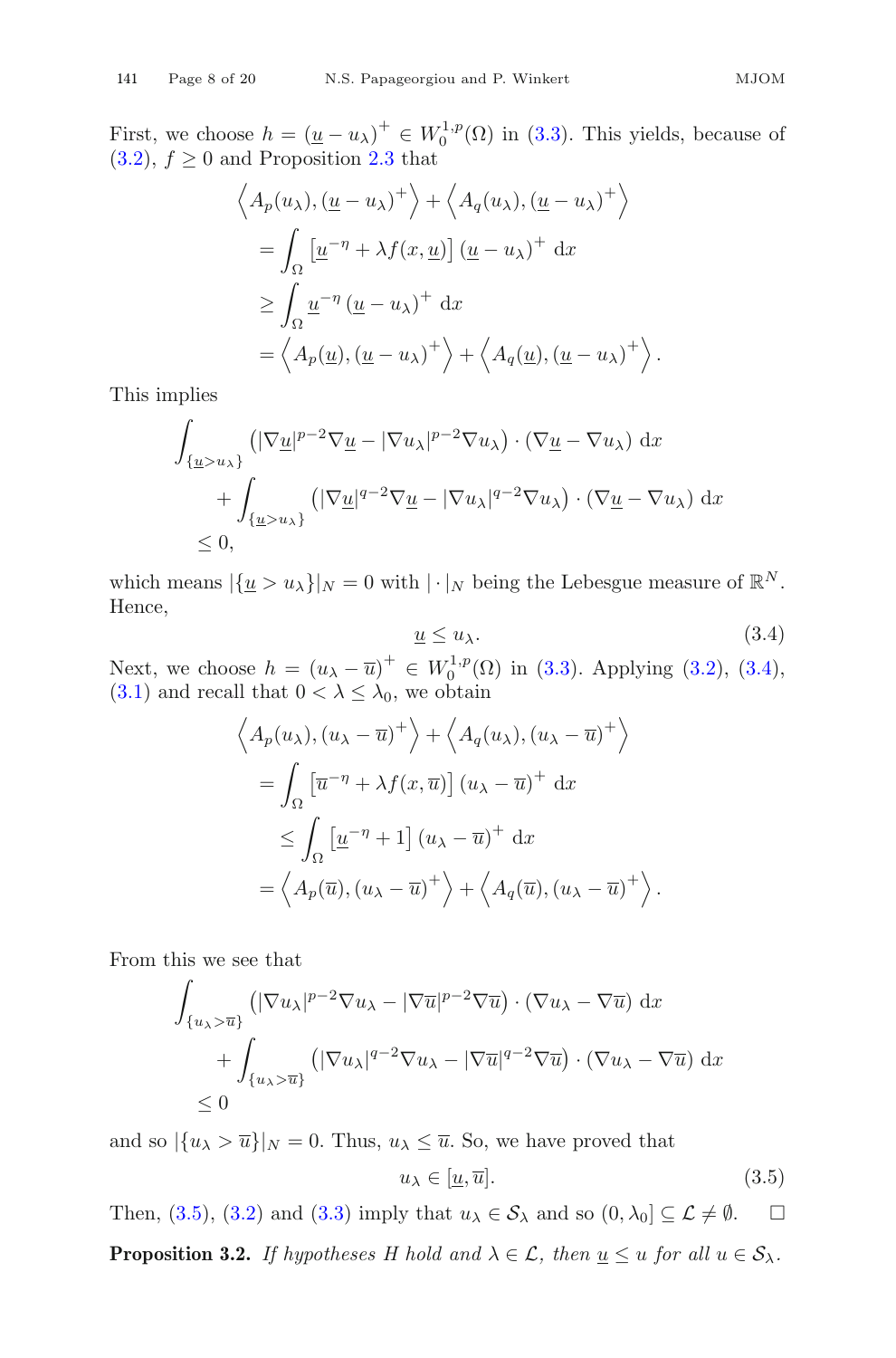First, we choose $h = (\underline{u} - u_\lambda)^+ \in W_0^{1,p}(\Omega)$ in (3.3). This yields, because of (3.2), $f \geq 0$ and Proposition 2.3 that

$$
\begin{aligned}
&\left\langle A_p(u_\lambda), (\underline{u} - u_\lambda)^+ \right\rangle + \left\langle A_q(u_\lambda), (\underline{u} - u_\lambda)^+ \right\rangle \\
&= \int_\Omega \left[\underline{u}^{-\eta} + \lambda f(x, \underline{u})\right] (\underline{u} - u_\lambda)^+ \, \mathrm{d}x \\
&\geq \int_\Omega \underline{u}^{-\eta} (\underline{u} - u_\lambda)^+ \, \mathrm{d}x \\
&= \left\langle A_p(\underline{u}), (\underline{u} - u_\lambda)^+ \right\rangle + \left\langle A_q(\underline{u}), (\underline{u} - u_\lambda)^+ \right\rangle.
\end{aligned}
$$

This implies

$$
\begin{aligned}
&\int_{\{\underline{u} > u_\lambda\}} \left(|\nabla \underline{u}|^{p-2} \nabla \underline{u} - |\nabla u_\lambda|^{p-2} \nabla u_\lambda\right) \cdot (\nabla \underline{u} - \nabla u_\lambda) \, \mathrm{d}x \\
&\quad + \int_{\{\underline{u} > u_\lambda\}} \left(|\nabla \underline{u}|^{q-2} \nabla \underline{u} - |\nabla u_\lambda|^{q-2} \nabla u_\lambda\right) \cdot (\nabla \underline{u} - \nabla u_\lambda) \, \mathrm{d}x \\
&\leq 0,
\end{aligned}
$$

which means $|\{\underline{u} > u_\lambda\}|_N = 0$ with $|\cdot|_N$ being the Lebesgue measure of $\mathbb{R}^N$. Hence,

$$
\underline{u} \leq u_\lambda. \tag{3.4}
$$

Next, we choose $h = (u_\lambda - \overline{u})^+ \in W_0^{1,p}(\Omega)$ in (3.3). Applying (3.2), (3.4), (3.1) and recall that $0 < \lambda \leq \lambda_0$, we obtain

$$
\begin{aligned}
&\left\langle A_p(u_\lambda), (u_\lambda - \overline{u})^+ \right\rangle + \left\langle A_q(u_\lambda), (u_\lambda - \overline{u})^+ \right\rangle \\
&= \int_\Omega \left[\overline{u}^{-\eta} + \lambda f(x, \overline{u})\right] (u_\lambda - \overline{u})^+ \, \mathrm{d}x \\
&\leq \int_\Omega \left[\underline{u}^{-\eta} + 1\right] (u_\lambda - \overline{u})^+ \, \mathrm{d}x \\
&= \left\langle A_p(\overline{u}), (u_\lambda - \overline{u})^+ \right\rangle + \left\langle A_q(\overline{u}), (u_\lambda - \overline{u})^+ \right\rangle.
\end{aligned}
$$

From this we see that

$$
\begin{aligned}
&\int_{\{u_\lambda > \overline{u}\}} \left(|\nabla u_\lambda|^{p-2} \nabla u_\lambda - |\nabla \overline{u}|^{p-2} \nabla \overline{u}\right) \cdot (\nabla u_\lambda - \nabla \overline{u}) \, \mathrm{d}x \\
&\quad + \int_{\{u_\lambda > \overline{u}\}} \left(|\nabla u_\lambda|^{q-2} \nabla u_\lambda - |\nabla \overline{u}|^{q-2} \nabla \overline{u}\right) \cdot (\nabla u_\lambda - \nabla \overline{u}) \, \mathrm{d}x \\
&\leq 0
\end{aligned}
$$

and so $|\{u_\lambda > \overline{u}\}|_N = 0$. Thus, $u_\lambda \leq \overline{u}$. So, we have proved that

$$
u_\lambda \in [\underline{u}, \overline{u}]. \tag{3.5}
$$

Then, (3.5), (3.2) and (3.3) imply that $u_\lambda \in \mathcal{S}_\lambda$ and so $(0, \lambda_0] \subseteq \mathcal{L} \neq \emptyset$. $\square$

**Proposition 3.2.** *If hypotheses H hold and $\lambda \in \mathcal{L}$, then $\underline{u} \leq u$ for all $u \in \mathcal{S}_\lambda$.*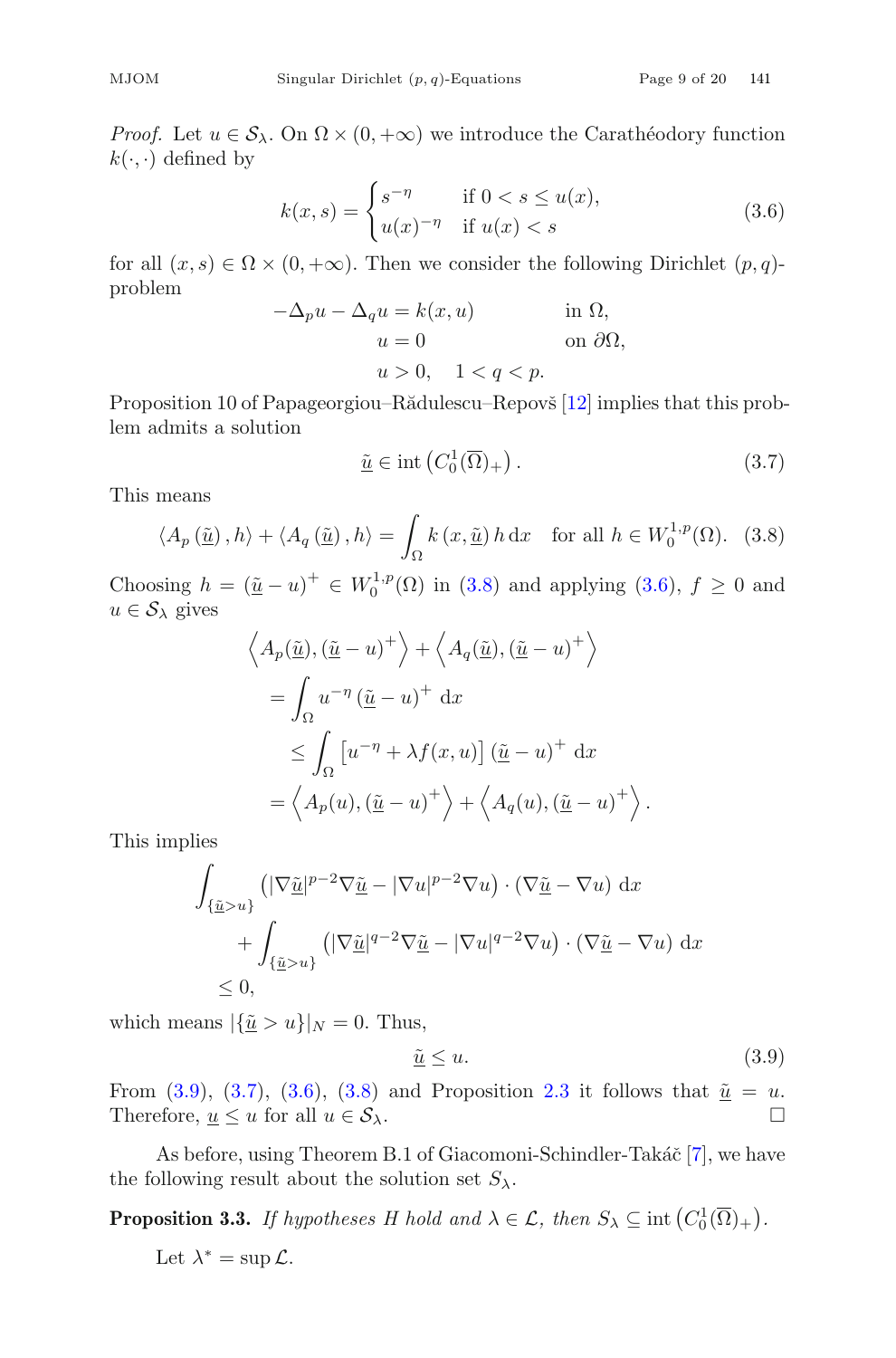*Proof.* Let $u \in \mathcal{S}_\lambda$. On $\Omega \times (0, +\infty)$ we introduce the Carathéodory function $k(\cdot, \cdot)$ defined by

$$
k(x,s) = \begin{cases} s^{-\eta} & \text{if } 0 < s \leq u(x), \\ u(x)^{-\eta} & \text{if } u(x) < s \end{cases} \tag{3.6}
$$

for all $(x, s) \in \Omega \times (0, +\infty)$. Then we consider the following Dirichlet $(p, q)$-problem

$$
\begin{aligned}
-\Delta_p u - \Delta_q u &= k(x, u) \qquad && \text{in } \Omega, \\
u &= 0 && \text{on } \partial\Omega, \\
u &> 0, \quad 1 < q < p. &&
\end{aligned}
$$

Proposition 10 of Papageorgiou–Rădulescu–Repovš [12] implies that this problem admits a solution

$$
\underline{\tilde{u}} \in \operatorname{int}\left(C_0^1(\overline{\Omega})_+\right). \tag{3.7}
$$

This means

$$
\langle A_p(\underline{\tilde{u}}), h\rangle + \langle A_q(\underline{\tilde{u}}), h\rangle = \int_\Omega k(x, \underline{\tilde{u}})\, h \, \mathrm{d}x \quad \text{for all } h \in W_0^{1,p}(\Omega). \tag{3.8}
$$

Choosing $h = (\underline{\tilde{u}} - u)^+ \in W_0^{1,p}(\Omega)$ in (3.8) and applying (3.6), $f \geq 0$ and $u \in \mathcal{S}_\lambda$ gives

$$
\begin{aligned}
&\left\langle A_p(\underline{\tilde{u}}), (\underline{\tilde{u}} - u)^+ \right\rangle + \left\langle A_q(\underline{\tilde{u}}), (\underline{\tilde{u}} - u)^+ \right\rangle \\
&\quad = \int_\Omega u^{-\eta} (\underline{\tilde{u}} - u)^+ \, \mathrm{d}x \\
&\quad \leq \int_\Omega \left[u^{-\eta} + \lambda f(x, u)\right] (\underline{\tilde{u}} - u)^+ \, \mathrm{d}x \\
&\quad = \left\langle A_p(u), (\underline{\tilde{u}} - u)^+ \right\rangle + \left\langle A_q(u), (\underline{\tilde{u}} - u)^+ \right\rangle.
\end{aligned}
$$

This implies

$$
\begin{aligned}
&\int_{\{\underline{\tilde{u}} > u\}} \left(|\nabla \underline{\tilde{u}}|^{p-2} \nabla \underline{\tilde{u}} - |\nabla u|^{p-2} \nabla u\right) \cdot (\nabla \underline{\tilde{u}} - \nabla u) \, \mathrm{d}x \\
&\quad + \int_{\{\underline{\tilde{u}} > u\}} \left(|\nabla \underline{\tilde{u}}|^{q-2} \nabla \underline{\tilde{u}} - |\nabla u|^{q-2} \nabla u\right) \cdot (\nabla \underline{\tilde{u}} - \nabla u) \, \mathrm{d}x \\
&\leq 0,
\end{aligned}
$$

which means $|\{\underline{\tilde{u}} > u\}|_N = 0$. Thus,

$$
\underline{\tilde{u}} \leq u. \tag{3.9}
$$

From (3.9), (3.7), (3.6), (3.8) and Proposition 2.3 it follows that $\underline{\tilde{u}} = \underline{u}$. Therefore, $\underline{u} \leq u$ for all $u \in \mathcal{S}_\lambda$. $\square$

As before, using Theorem B.1 of Giacomoni-Schindler-Takáč [7], we have the following result about the solution set $S_\lambda$.

**Proposition 3.3.** *If hypotheses H hold and $\lambda \in \mathcal{L}$, then $S_\lambda \subseteq \operatorname{int}\left(C_0^1(\overline{\Omega})_+\right)$.*

Let $\lambda^* = \sup \mathcal{L}$.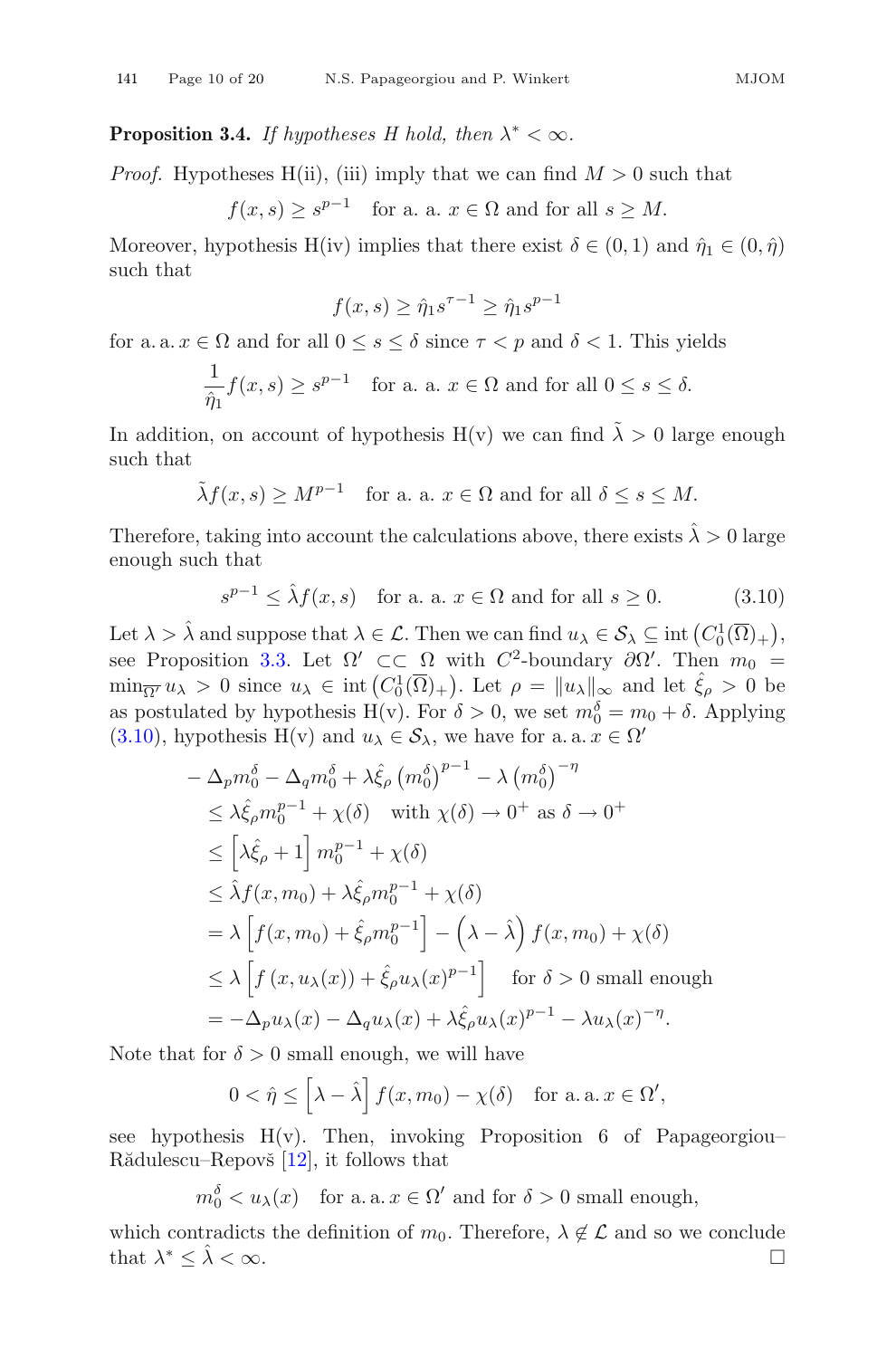**Proposition 3.4.** *If hypotheses H hold, then $\lambda^* < \infty$.*

*Proof.* Hypotheses H(ii), (iii) imply that we can find $M > 0$ such that

$$f(x,s) \geq s^{p-1} \quad \text{for a. a. } x \in \Omega \text{ and for all } s \geq M.$$

Moreover, hypothesis H(iv) implies that there exist $\delta \in (0,1)$ and $\hat{\eta}_1 \in (0, \hat{\eta})$ such that

$$f(x,s) \geq \hat{\eta}_1 s^{\tau-1} \geq \hat{\eta}_1 s^{p-1}$$

for a. a. $x \in \Omega$ and for all $0 \leq s \leq \delta$ since $\tau < p$ and $\delta < 1$. This yields

$$\frac{1}{\hat{\eta}_1} f(x,s) \geq s^{p-1} \quad \text{for a. a. } x \in \Omega \text{ and for all } 0 \leq s \leq \delta.$$

In addition, on account of hypothesis H(v) we can find $\tilde{\lambda} > 0$ large enough such that

$$\tilde{\lambda} f(x,s) \geq M^{p-1} \quad \text{for a. a. } x \in \Omega \text{ and for all } \delta \leq s \leq M.$$

Therefore, taking into account the calculations above, there exists $\hat{\lambda} > 0$ large enough such that

$$s^{p-1} \leq \hat{\lambda} f(x,s) \quad \text{for a. a. } x \in \Omega \text{ and for all } s \geq 0. \tag{3.10}$$

Let $\lambda > \hat{\lambda}$ and suppose that $\lambda \in \mathcal{L}$. Then we can find $u_\lambda \in \mathcal{S}_\lambda \subseteq \operatorname{int}\left(C_0^1(\overline{\Omega})_+\right)$, see Proposition 3.3. Let $\Omega' \subset\subset \Omega$ with $C^2$-boundary $\partial\Omega'$. Then $m_0 = \min_{\overline{\Omega'}} u_\lambda > 0$ since $u_\lambda \in \operatorname{int}\left(C_0^1(\overline{\Omega})_+\right)$. Let $\rho = \|u_\lambda\|_\infty$ and let $\hat{\xi}_\rho > 0$ be as postulated by hypothesis H(v). For $\delta > 0$, we set $m_0^\delta = m_0 + \delta$. Applying (3.10), hypothesis H(v) and $u_\lambda \in \mathcal{S}_\lambda$, we have for a. a. $x \in \Omega'$

$$\begin{aligned}
&-\Delta_p m_0^\delta - \Delta_q m_0^\delta + \lambda \hat{\xi}_\rho \left(m_0^\delta\right)^{p-1} - \lambda \left(m_0^\delta\right)^{-\eta} \\
&\quad \leq \lambda \hat{\xi}_\rho m_0^{p-1} + \chi(\delta) \quad \text{with } \chi(\delta) \to 0^+ \text{ as } \delta \to 0^+ \\
&\quad \leq \left[\lambda \hat{\xi}_\rho + 1\right] m_0^{p-1} + \chi(\delta) \\
&\quad \leq \hat{\lambda} f(x, m_0) + \lambda \hat{\xi}_\rho m_0^{p-1} + \chi(\delta) \\
&\quad = \lambda \left[f(x,m_0) + \hat{\xi}_\rho m_0^{p-1}\right] - \left(\lambda - \hat{\lambda}\right) f(x,m_0) + \chi(\delta) \\
&\quad \leq \lambda \left[f\left(x, u_\lambda(x)\right) + \hat{\xi}_\rho u_\lambda(x)^{p-1}\right] \quad \text{for } \delta > 0 \text{ small enough} \\
&\quad = -\Delta_p u_\lambda(x) - \Delta_q u_\lambda(x) + \lambda \hat{\xi}_\rho u_\lambda(x)^{p-1} - \lambda u_\lambda(x)^{-\eta}.
\end{aligned}$$

Note that for $\delta > 0$ small enough, we will have

$$0 < \hat{\eta} \leq \left[\lambda - \hat{\lambda}\right] f(x, m_0) - \chi(\delta) \quad \text{for a. a. } x \in \Omega',$$

see hypothesis H(v). Then, invoking Proposition 6 of Papageorgiou–Rădulescu–Repovš [12], it follows that

$$m_0^\delta < u_\lambda(x) \quad \text{for a. a. } x \in \Omega' \text{ and for } \delta > 0 \text{ small enough},$$

which contradicts the definition of $m_0$. Therefore, $\lambda \notin \mathcal{L}$ and so we conclude that $\lambda^* \leq \hat{\lambda} < \infty$. □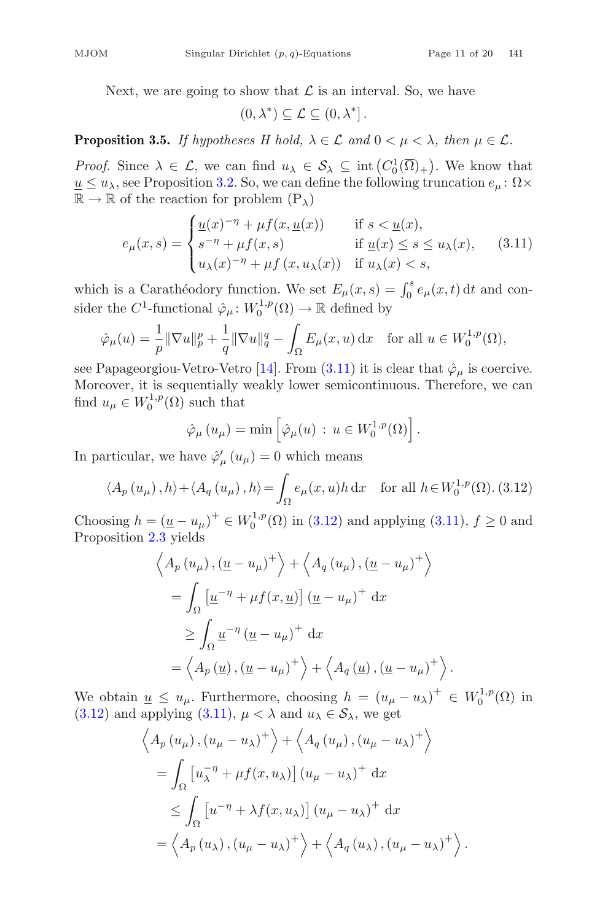Next, we are going to show that $\mathcal{L}$ is an interval. So, we have

$$(0, \lambda^*) \subseteq \mathcal{L} \subseteq (0, \lambda^*].$$

**Proposition 3.5.** *If hypotheses H hold, $\lambda \in \mathcal{L}$ and $0 < \mu < \lambda$, then $\mu \in \mathcal{L}$.*

*Proof.* Since $\lambda \in \mathcal{L}$, we can find $u_\lambda \in \mathcal{S}_\lambda \subseteq \operatorname{int}\left(C_0^1(\overline{\Omega})_+\right)$. We know that $\underline{u} \leq u_\lambda$, see Proposition 3.2. So, we can define the following truncation $e_\mu \colon \Omega \times \mathbb{R} \to \mathbb{R}$ of the reaction for problem $(\mathrm{P}_\lambda)$

$$e_\mu(x,s) = \begin{cases} \underline{u}(x)^{-\eta} + \mu f(x, \underline{u}(x)) & \text{if } s < \underline{u}(x), \\ s^{-\eta} + \mu f(x,s) & \text{if } \underline{u}(x) \leq s \leq u_\lambda(x), \\ u_\lambda(x)^{-\eta} + \mu f\left(x, u_\lambda(x)\right) & \text{if } u_\lambda(x) < s, \end{cases} \tag{3.11}$$

which is a Carathéodory function. We set $E_\mu(x,s) = \int_0^s e_\mu(x,t)\,\mathrm{d}t$ and consider the $C^1$-functional $\hat{\varphi}_\mu \colon W_0^{1,p}(\Omega) \to \mathbb{R}$ defined by

$$\hat{\varphi}_\mu(u) = \frac{1}{p}\|\nabla u\|_p^p + \frac{1}{q}\|\nabla u\|_q^q - \int_\Omega E_\mu(x,u)\,\mathrm{d}x \quad \text{for all } u \in W_0^{1,p}(\Omega),$$

see Papageorgiou-Vetro-Vetro [14]. From (3.11) it is clear that $\hat{\varphi}_\mu$ is coercive. Moreover, it is sequentially weakly lower semicontinuous. Therefore, we can find $u_\mu \in W_0^{1,p}(\Omega)$ such that

$$\hat{\varphi}_\mu\left(u_\mu\right) = \min\left[\hat{\varphi}_\mu(u) \,:\, u \in W_0^{1,p}(\Omega)\right].$$

In particular, we have $\hat{\varphi}_\mu'\left(u_\mu\right) = 0$ which means

$$\left\langle A_p\left(u_\mu\right), h\right\rangle + \left\langle A_q\left(u_\mu\right), h\right\rangle = \int_\Omega e_\mu(x,u) h\,\mathrm{d}x \quad \text{for all } h \in W_0^{1,p}(\Omega). \tag{3.12}$$

Choosing $h = \left(\underline{u} - u_\mu\right)^+ \in W_0^{1,p}(\Omega)$ in (3.12) and applying (3.11), $f \geq 0$ and Proposition 2.3 yields

$$\begin{aligned}
&\left\langle A_p\left(u_\mu\right), \left(\underline{u} - u_\mu\right)^+\right\rangle + \left\langle A_q\left(u_\mu\right), \left(\underline{u} - u_\mu\right)^+\right\rangle \\
&= \int_\Omega \left[\underline{u}^{-\eta} + \mu f(x, \underline{u})\right]\left(\underline{u} - u_\mu\right)^+\,\mathrm{d}x \\
&\geq \int_\Omega \underline{u}^{-\eta}\left(\underline{u} - u_\mu\right)^+\,\mathrm{d}x \\
&= \left\langle A_p\left(\underline{u}\right), \left(\underline{u} - u_\mu\right)^+\right\rangle + \left\langle A_q\left(\underline{u}\right), \left(\underline{u} - u_\mu\right)^+\right\rangle.
\end{aligned}$$

We obtain $\underline{u} \leq u_\mu$. Furthermore, choosing $h = \left(u_\mu - u_\lambda\right)^+ \in W_0^{1,p}(\Omega)$ in (3.12) and applying (3.11), $\mu < \lambda$ and $u_\lambda \in \mathcal{S}_\lambda$, we get

$$\begin{aligned}
&\left\langle A_p\left(u_\mu\right), \left(u_\mu - u_\lambda\right)^+\right\rangle + \left\langle A_q\left(u_\mu\right), \left(u_\mu - u_\lambda\right)^+\right\rangle \\
&= \int_\Omega \left[u_\lambda^{-\eta} + \mu f(x, u_\lambda)\right]\left(u_\mu - u_\lambda\right)^+\,\mathrm{d}x \\
&\leq \int_\Omega \left[u^{-\eta} + \lambda f(x, u_\lambda)\right]\left(u_\mu - u_\lambda\right)^+\,\mathrm{d}x \\
&= \left\langle A_p\left(u_\lambda\right), \left(u_\mu - u_\lambda\right)^+\right\rangle + \left\langle A_q\left(u_\lambda\right), \left(u_\mu - u_\lambda\right)^+\right\rangle.
\end{aligned}$$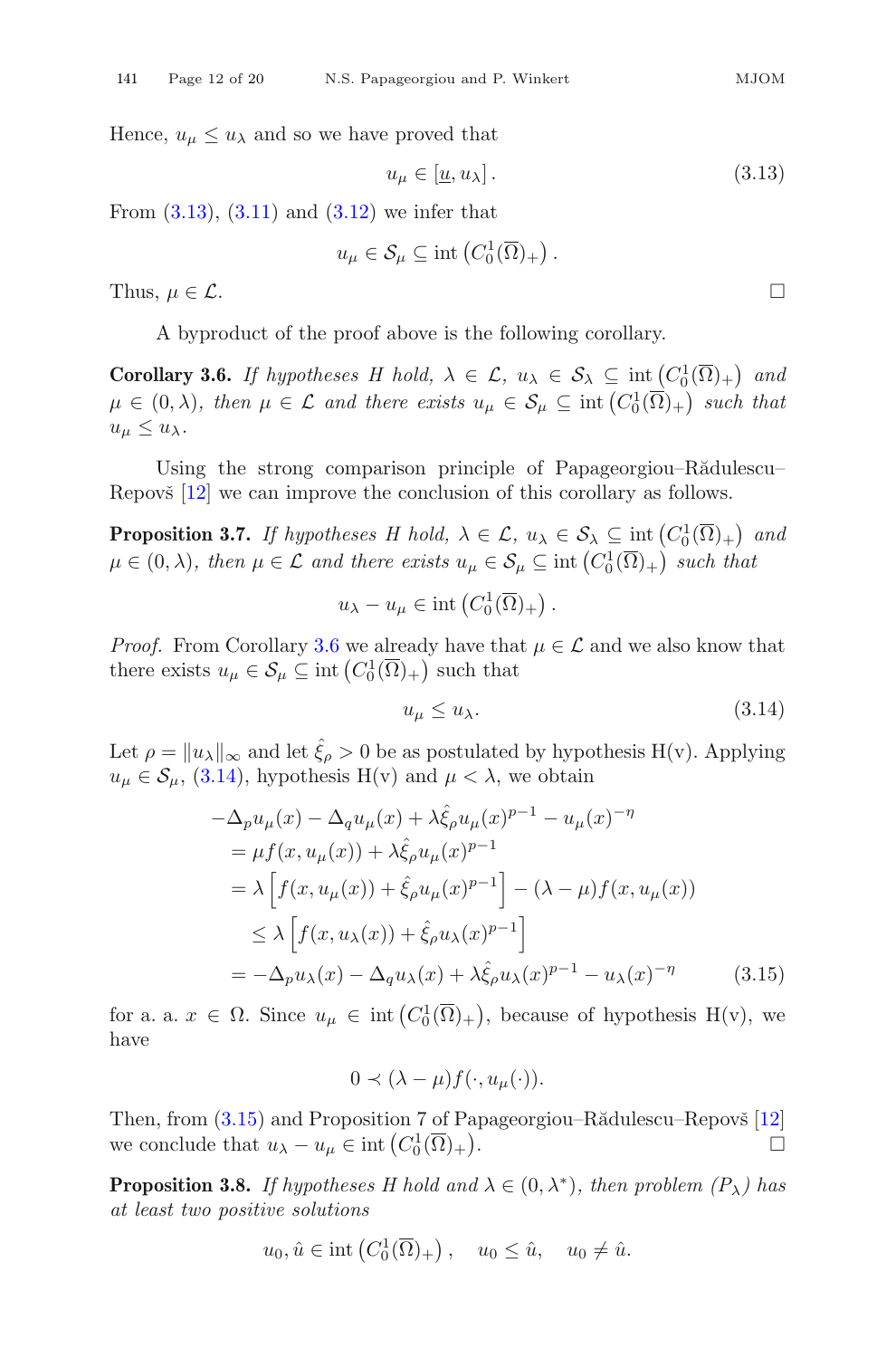Hence, $u_\mu \leq u_\lambda$ and so we have proved that

$$u_\mu \in [\underline{u}, u_\lambda]. \tag{3.13}$$

From (3.13), (3.11) and (3.12) we infer that

$$u_\mu \in \mathcal{S}_\mu \subseteq \operatorname{int}\left(C_0^1(\overline{\Omega})_+\right).$$

Thus, $\mu \in \mathcal{L}$. □

A byproduct of the proof above is the following corollary.

**Corollary 3.6.** *If hypotheses H hold, $\lambda \in \mathcal{L}$, $u_\lambda \in \mathcal{S}_\lambda \subseteq \operatorname{int}\left(C_0^1(\overline{\Omega})_+\right)$ and $\mu \in (0, \lambda)$, then $\mu \in \mathcal{L}$ and there exists $u_\mu \in \mathcal{S}_\mu \subseteq \operatorname{int}\left(C_0^1(\overline{\Omega})_+\right)$ such that $u_\mu \leq u_\lambda$.*

Using the strong comparison principle of Papageorgiou–Rădulescu–Repovš [12] we can improve the conclusion of this corollary as follows.

**Proposition 3.7.** *If hypotheses H hold, $\lambda \in \mathcal{L}$, $u_\lambda \in \mathcal{S}_\lambda \subseteq \operatorname{int}\left(C_0^1(\overline{\Omega})_+\right)$ and $\mu \in (0, \lambda)$, then $\mu \in \mathcal{L}$ and there exists $u_\mu \in \mathcal{S}_\mu \subseteq \operatorname{int}\left(C_0^1(\overline{\Omega})_+\right)$ such that*

$$u_\lambda - u_\mu \in \operatorname{int}\left(C_0^1(\overline{\Omega})_+\right).$$

*Proof.* From Corollary 3.6 we already have that $\mu \in \mathcal{L}$ and we also know that there exists $u_\mu \in \mathcal{S}_\mu \subseteq \operatorname{int}\left(C_0^1(\overline{\Omega})_+\right)$ such that

$$u_\mu \leq u_\lambda. \tag{3.14}$$

Let $\rho = \|u_\lambda\|_\infty$ and let $\hat{\xi}_\rho > 0$ be as postulated by hypothesis H(v). Applying $u_\mu \in \mathcal{S}_\mu$, (3.14), hypothesis H(v) and $\mu < \lambda$, we obtain

$$\begin{aligned}
&-\Delta_p u_\mu(x) - \Delta_q u_\mu(x) + \lambda \hat{\xi}_\rho u_\mu(x)^{p-1} - u_\mu(x)^{-\eta} \\
&\quad = \mu f(x, u_\mu(x)) + \lambda \hat{\xi}_\rho u_\mu(x)^{p-1} \\
&\quad = \lambda \left[ f(x, u_\mu(x)) + \hat{\xi}_\rho u_\mu(x)^{p-1} \right] - (\lambda - \mu) f(x, u_\mu(x)) \\
&\quad \leq \lambda \left[ f(x, u_\lambda(x)) + \hat{\xi}_\rho u_\lambda(x)^{p-1} \right] \\
&\quad = -\Delta_p u_\lambda(x) - \Delta_q u_\lambda(x) + \lambda \hat{\xi}_\rho u_\lambda(x)^{p-1} - u_\lambda(x)^{-\eta}
\end{aligned} \tag{3.15}$$

for a. a. $x \in \Omega$. Since $u_\mu \in \operatorname{int}\left(C_0^1(\overline{\Omega})_+\right)$, because of hypothesis H(v), we have

$$0 \prec (\lambda - \mu) f(\cdot, u_\mu(\cdot)).$$

Then, from (3.15) and Proposition 7 of Papageorgiou–Rădulescu–Repovš [12] we conclude that $u_\lambda - u_\mu \in \operatorname{int}\left(C_0^1(\overline{\Omega})_+\right)$. □

**Proposition 3.8.** *If hypotheses H hold and $\lambda \in (0, \lambda^*)$, then problem $(P_\lambda)$ has at least two positive solutions*

$$u_0, \hat{u} \in \operatorname{int}\left(C_0^1(\overline{\Omega})_+\right), \quad u_0 \leq \hat{u}, \quad u_0 \neq \hat{u}.$$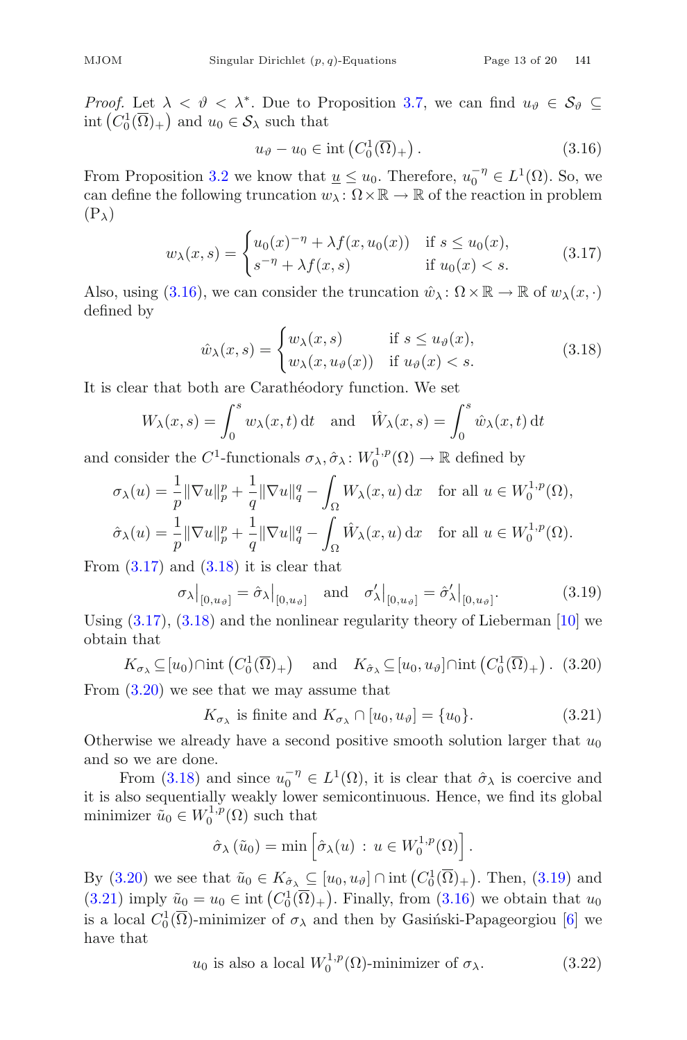*Proof.* Let $\lambda < \vartheta < \lambda^*$. Due to Proposition 3.7, we can find $u_\vartheta \in \mathcal{S}_\vartheta \subseteq \operatorname{int}\left(C_0^1(\overline{\Omega})_+\right)$ and $u_0 \in \mathcal{S}_\lambda$ such that

$$u_\vartheta - u_0 \in \operatorname{int}\left(C_0^1(\overline{\Omega})_+\right). \tag{3.16}$$

From Proposition 3.2 we know that $\underline{u} \leq u_0$. Therefore, $u_0^{-\eta} \in L^1(\Omega)$. So, we can define the following truncation $w_\lambda \colon \Omega \times \mathbb{R} \to \mathbb{R}$ of the reaction in problem $(\mathrm{P}_\lambda)$

$$w_\lambda(x,s) = \begin{cases} u_0(x)^{-\eta} + \lambda f(x, u_0(x)) & \text{if } s \leq u_0(x), \\ s^{-\eta} + \lambda f(x,s) & \text{if } u_0(x) < s. \end{cases} \tag{3.17}$$

Also, using (3.16), we can consider the truncation $\hat{w}_\lambda \colon \Omega \times \mathbb{R} \to \mathbb{R}$ of $w_\lambda(x,\cdot)$ defined by

$$\hat{w}_\lambda(x,s) = \begin{cases} w_\lambda(x,s) & \text{if } s \leq u_\vartheta(x), \\ w_\lambda(x, u_\vartheta(x)) & \text{if } u_\vartheta(x) < s. \end{cases} \tag{3.18}$$

It is clear that both are Carathéodory function. We set

$$W_\lambda(x,s) = \int_0^s w_\lambda(x,t)\,\mathrm{d}t \quad \text{and} \quad \hat{W}_\lambda(x,s) = \int_0^s \hat{w}_\lambda(x,t)\,\mathrm{d}t$$

and consider the $C^1$-functionals $\sigma_\lambda, \hat{\sigma}_\lambda \colon W_0^{1,p}(\Omega) \to \mathbb{R}$ defined by

$$\sigma_\lambda(u) = \frac{1}{p}\|\nabla u\|_p^p + \frac{1}{q}\|\nabla u\|_q^q - \int_\Omega W_\lambda(x,u)\,\mathrm{d}x \quad \text{for all } u \in W_0^{1,p}(\Omega),$$

$$\hat{\sigma}_\lambda(u) = \frac{1}{p}\|\nabla u\|_p^p + \frac{1}{q}\|\nabla u\|_q^q - \int_\Omega \hat{W}_\lambda(x,u)\,\mathrm{d}x \quad \text{for all } u \in W_0^{1,p}(\Omega).$$

From (3.17) and (3.18) it is clear that

$$\sigma_\lambda\big|_{[0,u_\vartheta]} = \hat{\sigma}_\lambda\big|_{[0,u_\vartheta]} \quad \text{and} \quad \sigma_\lambda'\big|_{[0,u_\vartheta]} = \hat{\sigma}_\lambda'\big|_{[0,u_\vartheta]}. \tag{3.19}$$

Using (3.17), (3.18) and the nonlinear regularity theory of Lieberman [10] we obtain that

$$K_{\sigma_\lambda} \subseteq [u_0) \cap \operatorname{int}\left(C_0^1(\overline{\Omega})_+\right) \quad \text{and} \quad K_{\hat{\sigma}_\lambda} \subseteq [u_0, u_\vartheta] \cap \operatorname{int}\left(C_0^1(\overline{\Omega})_+\right). \tag{3.20}$$

From (3.20) we see that we may assume that

$$K_{\sigma_\lambda} \text{ is finite and } K_{\sigma_\lambda} \cap [u_0, u_\vartheta] = \{u_0\}. \tag{3.21}$$

Otherwise we already have a second positive smooth solution larger that $u_0$ and so we are done.

From (3.18) and since $u_0^{-\eta} \in L^1(\Omega)$, it is clear that $\hat{\sigma}_\lambda$ is coercive and it is also sequentially weakly lower semicontinuous. Hence, we find its global minimizer $\tilde{u}_0 \in W_0^{1,p}(\Omega)$ such that

$$\hat{\sigma}_\lambda(\tilde{u}_0) = \min\left[\hat{\sigma}_\lambda(u) \, : \, u \in W_0^{1,p}(\Omega)\right].$$

By (3.20) we see that $\tilde{u}_0 \in K_{\hat{\sigma}_\lambda} \subseteq [u_0, u_\vartheta] \cap \operatorname{int}\left(C_0^1(\overline{\Omega})_+\right)$. Then, (3.19) and (3.21) imply $\tilde{u}_0 = u_0 \in \operatorname{int}\left(C_0^1(\overline{\Omega})_+\right)$. Finally, from (3.16) we obtain that $u_0$ is a local $C_0^1(\overline{\Omega})$-minimizer of $\sigma_\lambda$ and then by Gasiński-Papageorgiou [6] we have that

$$u_0 \text{ is also a local } W_0^{1,p}(\Omega)\text{-minimizer of } \sigma_\lambda. \tag{3.22}$$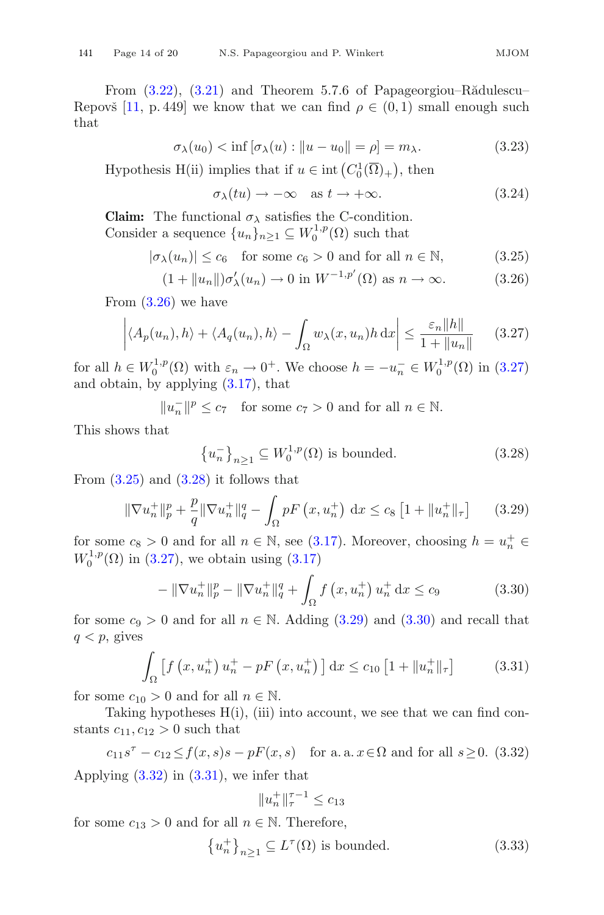From (3.22), (3.21) and Theorem 5.7.6 of Papageorgiou–Rădulescu–Repovš [11, p. 449] we know that we can find $\rho \in (0,1)$ small enough such that

$$\sigma_\lambda(u_0) < \inf\left[\sigma_\lambda(u) : \|u - u_0\| = \rho\right] = m_\lambda. \tag{3.23}$$

Hypothesis H(ii) implies that if $u \in \operatorname{int}\left(C_0^1(\overline{\Omega})_+\right)$, then

$$\sigma_\lambda(tu) \to -\infty \quad \text{as } t \to +\infty. \tag{3.24}$$

**Claim:** The functional $\sigma_\lambda$ satisfies the C-condition.
Consider a sequence $\{u_n\}_{n\geq 1} \subseteq W_0^{1,p}(\Omega)$ such that

$$|\sigma_\lambda(u_n)| \leq c_6 \quad \text{for some } c_6 > 0 \text{ and for all } n \in \mathbb{N}, \tag{3.25}$$

$$(1 + \|u_n\|)\sigma_\lambda'(u_n) \to 0 \text{ in } W^{-1,p'}(\Omega) \text{ as } n \to \infty. \tag{3.26}$$

From (3.26) we have

$$\left|\langle A_p(u_n), h\rangle + \langle A_q(u_n), h\rangle - \int_\Omega w_\lambda(x, u_n) h \,\mathrm{d}x\right| \leq \frac{\varepsilon_n \|h\|}{1 + \|u_n\|} \tag{3.27}$$

for all $h \in W_0^{1,p}(\Omega)$ with $\varepsilon_n \to 0^+$. We choose $h = -u_n^- \in W_0^{1,p}(\Omega)$ in (3.27) and obtain, by applying (3.17), that

$$\|u_n^-\|^p \leq c_7 \quad \text{for some } c_7 > 0 \text{ and for all } n \in \mathbb{N}.$$

This shows that

$$\left\{u_n^-\right\}_{n\geq 1} \subseteq W_0^{1,p}(\Omega) \text{ is bounded.} \tag{3.28}$$

From (3.25) and (3.28) it follows that

$$\|\nabla u_n^+\|_p^p + \frac{p}{q}\|\nabla u_n^+\|_q^q - \int_\Omega pF\left(x, u_n^+\right)\,\mathrm{d}x \leq c_8\left[1 + \|u_n^+\|_\tau\right] \tag{3.29}$$

for some $c_8 > 0$ and for all $n \in \mathbb{N}$, see (3.17). Moreover, choosing $h = u_n^+ \in W_0^{1,p}(\Omega)$ in (3.27), we obtain using (3.17)

$$-\|\nabla u_n^+\|_p^p - \|\nabla u_n^+\|_q^q + \int_\Omega f\left(x, u_n^+\right)u_n^+\,\mathrm{d}x \leq c_9 \tag{3.30}$$

for some $c_9 > 0$ and for all $n \in \mathbb{N}$. Adding (3.29) and (3.30) and recall that $q < p$, gives

$$\int_\Omega \left[f\left(x, u_n^+\right)u_n^+ - pF\left(x, u_n^+\right)\right]\mathrm{d}x \leq c_{10}\left[1 + \|u_n^+\|_\tau\right] \tag{3.31}$$

for some $c_{10} > 0$ and for all $n \in \mathbb{N}$.

Taking hypotheses H(i), (iii) into account, we see that we can find constants $c_{11}, c_{12} > 0$ such that

$$c_{11}s^\tau - c_{12} \leq f(x,s)s - pF(x,s) \quad \text{for a. a. } x \in \Omega \text{ and for all } s \geq 0. \tag{3.32}$$

Applying (3.32) in (3.31), we infer that

$$\|u_n^+\|_\tau^{\tau-1} \leq c_{13}$$

for some $c_{13} > 0$ and for all $n \in \mathbb{N}$. Therefore,

$$\left\{u_n^+\right\}_{n\geq 1} \subseteq L^\tau(\Omega) \text{ is bounded.} \tag{3.33}$$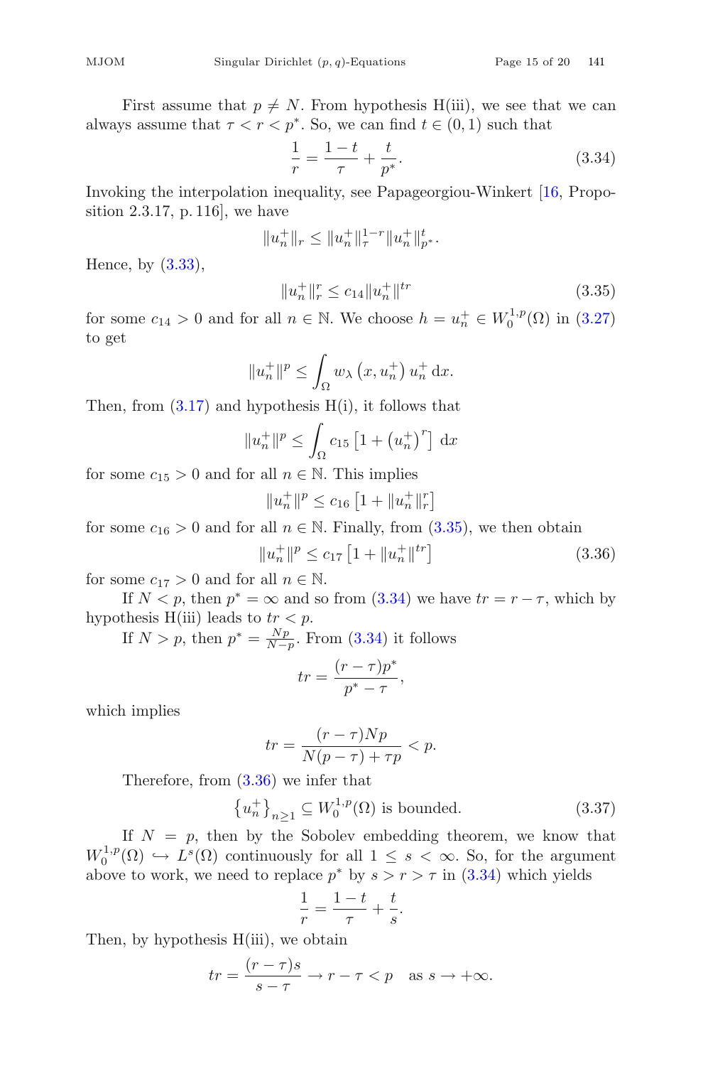First assume that $p \neq N$. From hypothesis H(iii), we see that we can always assume that $\tau < r < p^*$. So, we can find $t \in (0,1)$ such that

$$\frac{1}{r} = \frac{1-t}{\tau} + \frac{t}{p^*}. \tag{3.34}$$

Invoking the interpolation inequality, see Papageorgiou-Winkert [16, Proposition 2.3.17, p. 116], we have

$$\|u_n^+\|_r \leq \|u_n^+\|_\tau^{1-r} \|u_n^+\|_{p^*}^t.$$

Hence, by (3.33),

$$\|u_n^+\|_r^r \leq c_{14} \|u_n^+\|^{tr} \tag{3.35}$$

for some $c_{14} > 0$ and for all $n \in \mathbb{N}$. We choose $h = u_n^+ \in W_0^{1,p}(\Omega)$ in (3.27) to get

$$\|u_n^+\|^p \leq \int_\Omega w_\lambda\left(x, u_n^+\right) u_n^+ \,\mathrm{d}x.$$

Then, from (3.17) and hypothesis H(i), it follows that

$$\|u_n^+\|^p \leq \int_\Omega c_{15}\left[1 + \left(u_n^+\right)^r\right] \,\mathrm{d}x$$

for some $c_{15} > 0$ and for all $n \in \mathbb{N}$. This implies

$$\|u_n^+\|^p \leq c_{16}\left[1 + \|u_n^+\|_r^r\right]$$

for some $c_{16} > 0$ and for all $n \in \mathbb{N}$. Finally, from (3.35), we then obtain

$$\|u_n^+\|^p \leq c_{17}\left[1 + \|u_n^+\|^{tr}\right] \tag{3.36}$$

for some $c_{17} > 0$ and for all $n \in \mathbb{N}$.

If $N < p$, then $p^* = \infty$ and so from (3.34) we have $tr = r - \tau$, which by hypothesis H(iii) leads to $tr < p$.

If $N > p$, then $p^* = \frac{Np}{N-p}$. From (3.34) it follows

$$tr = \frac{(r-\tau)p^*}{p^* - \tau},$$

which implies

$$tr = \frac{(r-\tau)Np}{N(p-\tau) + \tau p} < p.$$

Therefore, from (3.36) we infer that

$$\left\{u_n^+\right\}_{n \geq 1} \subseteq W_0^{1,p}(\Omega) \text{ is bounded.} \tag{3.37}$$

If $N = p$, then by the Sobolev embedding theorem, we know that $W_0^{1,p}(\Omega) \hookrightarrow L^s(\Omega)$ continuously for all $1 \leq s < \infty$. So, for the argument above to work, we need to replace $p^*$ by $s > r > \tau$ in (3.34) which yields

$$\frac{1}{r} = \frac{1-t}{\tau} + \frac{t}{s}.$$

Then, by hypothesis H(iii), we obtain

$$tr = \frac{(r-\tau)s}{s-\tau} \to r - \tau < p \quad \text{as } s \to +\infty.$$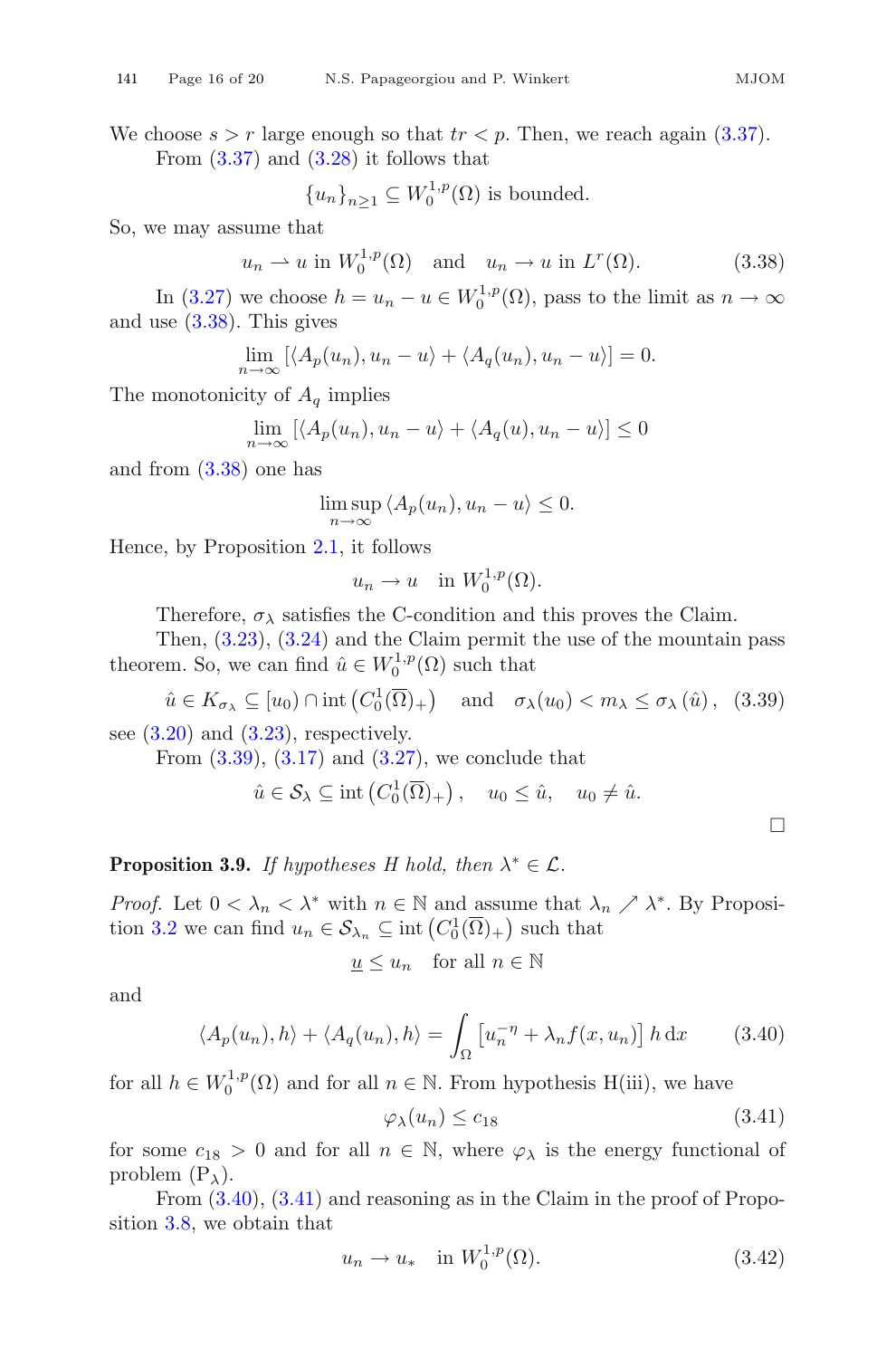We choose $s > r$ large enough so that $tr < p$. Then, we reach again (3.37).

From (3.37) and (3.28) it follows that

$$\{u_n\}_{n \geq 1} \subseteq W_0^{1,p}(\Omega) \text{ is bounded.}$$

So, we may assume that

$$u_n \rightharpoonup u \text{ in } W_0^{1,p}(\Omega) \quad \text{and} \quad u_n \to u \text{ in } L^r(\Omega). \tag{3.38}$$

In (3.27) we choose $h = u_n - u \in W_0^{1,p}(\Omega)$, pass to the limit as $n \to \infty$ and use (3.38). This gives

$$\lim_{n \to \infty} \left[\langle A_p(u_n), u_n - u\rangle + \langle A_q(u_n), u_n - u\rangle\right] = 0.$$

The monotonicity of $A_q$ implies

$$\lim_{n \to \infty} \left[\langle A_p(u_n), u_n - u\rangle + \langle A_q(u), u_n - u\rangle\right] \leq 0$$

and from (3.38) one has

$$\limsup_{n \to \infty} \langle A_p(u_n), u_n - u\rangle \leq 0.$$

Hence, by Proposition 2.1, it follows

$$u_n \to u \quad \text{in } W_0^{1,p}(\Omega).$$

Therefore, $\sigma_\lambda$ satisfies the C-condition and this proves the Claim.

Then, (3.23), (3.24) and the Claim permit the use of the mountain pass theorem. So, we can find $\hat{u} \in W_0^{1,p}(\Omega)$ such that

$$\hat{u} \in K_{\sigma_\lambda} \subseteq [u_0) \cap \operatorname{int}\left(C_0^1(\overline{\Omega})_+\right) \quad \text{and} \quad \sigma_\lambda(u_0) < m_\lambda \leq \sigma_\lambda(\hat{u}), \tag{3.39}$$

see (3.20) and (3.23), respectively.

From (3.39), (3.17) and (3.27), we conclude that

$$\hat{u} \in \mathcal{S}_\lambda \subseteq \operatorname{int}\left(C_0^1(\overline{\Omega})_+\right), \quad u_0 \leq \hat{u}, \quad u_0 \neq \hat{u}.$$

□

**Proposition 3.9.** *If hypotheses H hold, then $\lambda^* \in \mathcal{L}$.*

*Proof.* Let $0 < \lambda_n < \lambda^*$ with $n \in \mathbb{N}$ and assume that $\lambda_n \nearrow \lambda^*$. By Proposition 3.2 we can find $u_n \in \mathcal{S}_{\lambda_n} \subseteq \operatorname{int}\left(C_0^1(\overline{\Omega})_+\right)$ such that

$$\underline{u} \leq u_n \quad \text{for all } n \in \mathbb{N}$$

and

$$\langle A_p(u_n), h\rangle + \langle A_q(u_n), h\rangle = \int_\Omega \left[u_n^{-\eta} + \lambda_n f(x, u_n)\right] h \,\mathrm{d}x \tag{3.40}$$

for all $h \in W_0^{1,p}(\Omega)$ and for all $n \in \mathbb{N}$. From hypothesis H(iii), we have

$$\varphi_\lambda(u_n) \leq c_{18} \tag{3.41}$$

for some $c_{18} > 0$ and for all $n \in \mathbb{N}$, where $\varphi_\lambda$ is the energy functional of problem $(\mathrm{P}_\lambda)$.

From (3.40), (3.41) and reasoning as in the Claim in the proof of Proposition 3.8, we obtain that

$$u_n \to u_* \quad \text{in } W_0^{1,p}(\Omega). \tag{3.42}$$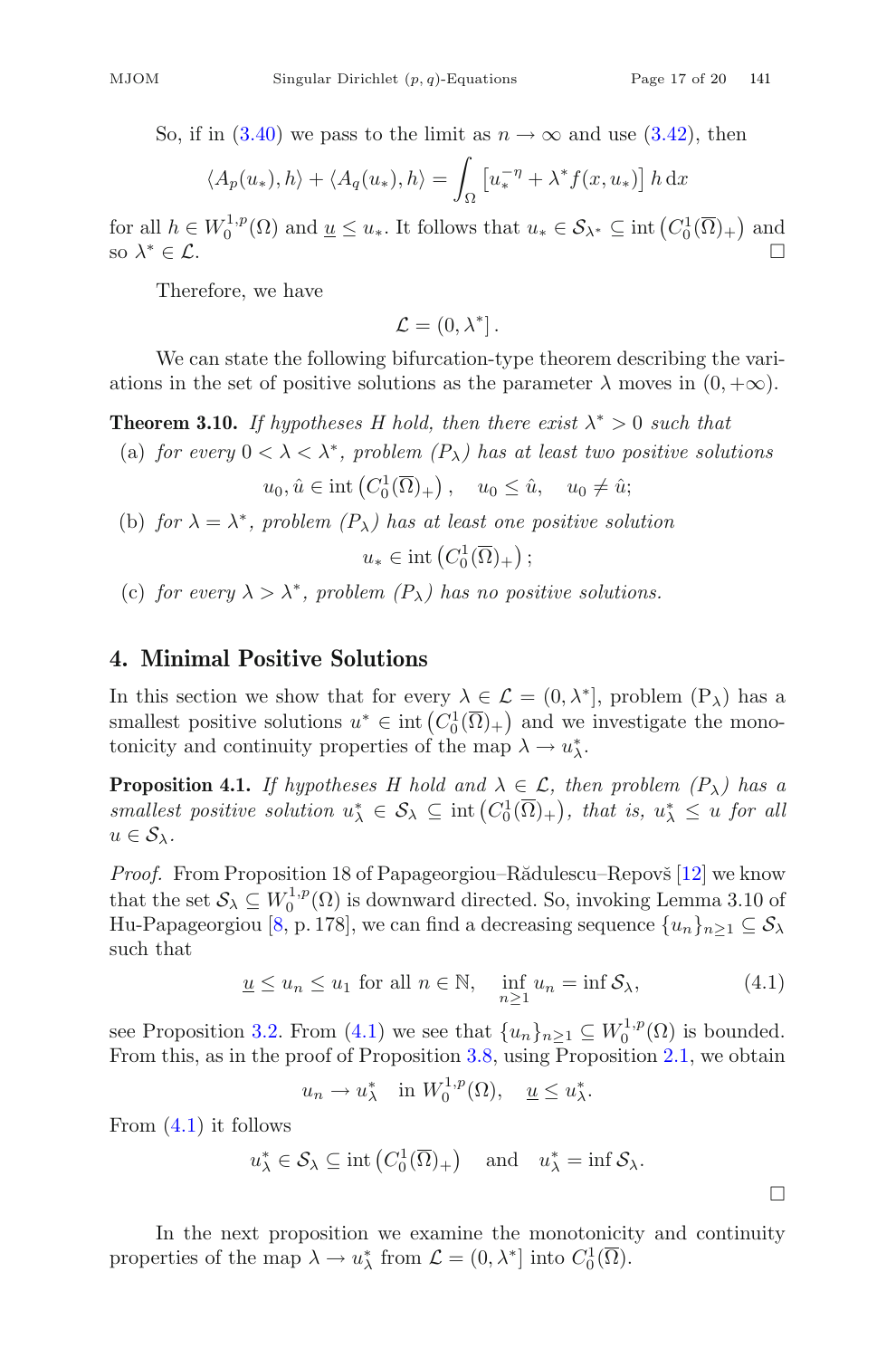So, if in (3.40) we pass to the limit as $n \to \infty$ and use (3.42), then

$$\langle A_p(u_*), h\rangle + \langle A_q(u_*), h\rangle = \int_\Omega \left[u_*^{-\eta} + \lambda^* f(x, u_*)\right] h \, dx$$

for all $h \in W_0^{1,p}(\Omega)$ and $\underline{u} \le u_*$. It follows that $u_* \in \mathcal{S}_{\lambda^*} \subseteq \operatorname{int}\left(C_0^1(\overline{\Omega})_+\right)$ and so $\lambda^* \in \mathcal{L}$. □

Therefore, we have

$$\mathcal{L} = (0, \lambda^*] .$$

We can state the following bifurcation-type theorem describing the variations in the set of positive solutions as the parameter $\lambda$ moves in $(0, +\infty)$.

**Theorem 3.10.** *If hypotheses H hold, then there exist $\lambda^* > 0$ such that*

(a) *for every $0 < \lambda < \lambda^*$, problem $(P_\lambda)$ has at least two positive solutions*

$$u_0, \hat{u} \in \operatorname{int}\left(C_0^1(\overline{\Omega})_+\right), \quad u_0 \le \hat{u}, \quad u_0 \ne \hat{u};$$

(b) *for $\lambda = \lambda^*$, problem $(P_\lambda)$ has at least one positive solution*

$$u_* \in \operatorname{int}\left(C_0^1(\overline{\Omega})_+\right);$$

(c) *for every $\lambda > \lambda^*$, problem $(P_\lambda)$ has no positive solutions.*

## 4. Minimal Positive Solutions

In this section we show that for every $\lambda \in \mathcal{L} = (0, \lambda^*]$, problem $(P_\lambda)$ has a smallest positive solutions $u^* \in \operatorname{int}\left(C_0^1(\overline{\Omega})_+\right)$ and we investigate the monotonicity and continuity properties of the map $\lambda \to u_\lambda^*$.

**Proposition 4.1.** *If hypotheses H hold and $\lambda \in \mathcal{L}$, then problem $(P_\lambda)$ has a smallest positive solution $u_\lambda^* \in \mathcal{S}_\lambda \subseteq \operatorname{int}\left(C_0^1(\overline{\Omega})_+\right)$, that is, $u_\lambda^* \le u$ for all $u \in \mathcal{S}_\lambda$.*

*Proof.* From Proposition 18 of Papageorgiou–Rădulescu–Repovš [12] we know that the set $\mathcal{S}_\lambda \subseteq W_0^{1,p}(\Omega)$ is downward directed. So, invoking Lemma 3.10 of Hu-Papageorgiou [8, p. 178], we can find a decreasing sequence $\{u_n\}_{n\ge1} \subseteq \mathcal{S}_\lambda$ such that

$$\underline{u} \le u_n \le u_1 \text{ for all } n \in \mathbb{N}, \quad \inf_{n\ge1} u_n = \inf \mathcal{S}_\lambda, \tag{4.1}$$

see Proposition 3.2. From (4.1) we see that $\{u_n\}_{n\ge1} \subseteq W_0^{1,p}(\Omega)$ is bounded. From this, as in the proof of Proposition 3.8, using Proposition 2.1, we obtain

$$u_n \to u_\lambda^* \quad \text{in } W_0^{1,p}(\Omega), \quad \underline{u} \le u_\lambda^*.$$

From (4.1) it follows

$$u_\lambda^* \in \mathcal{S}_\lambda \subseteq \operatorname{int}\left(C_0^1(\overline{\Omega})_+\right) \quad \text{and} \quad u_\lambda^* = \inf \mathcal{S}_\lambda.$$

□

In the next proposition we examine the monotonicity and continuity properties of the map $\lambda \to u_\lambda^*$ from $\mathcal{L} = (0, \lambda^*]$ into $C_0^1(\overline{\Omega})$.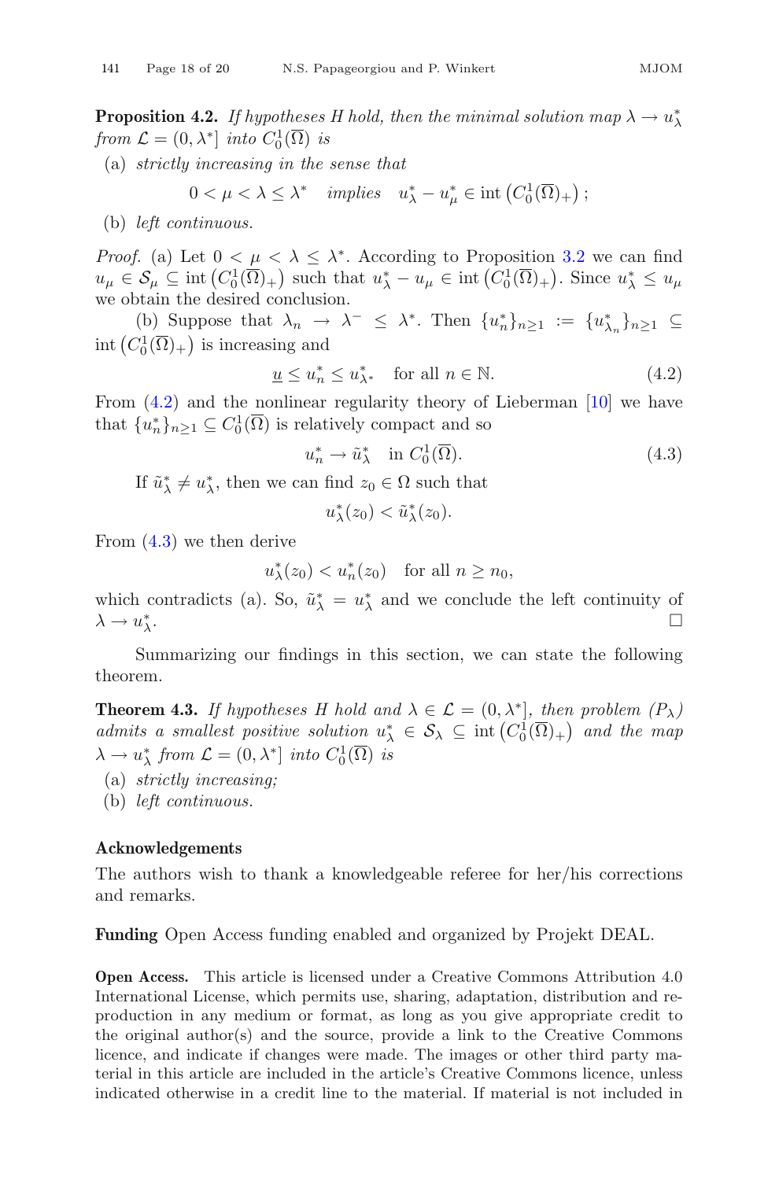**Proposition 4.2.** *If hypotheses H hold, then the minimal solution map $\lambda \to u_\lambda^*$ from $\mathcal{L} = (0, \lambda^*]$ into $C_0^1(\overline{\Omega})$ is*

(a) *strictly increasing in the sense that*

$$0 < \mu < \lambda \le \lambda^* \quad \textit{implies} \quad u_\lambda^* - u_\mu^* \in \operatorname{int}\left(C_0^1(\overline{\Omega})_+\right);$$

(b) *left continuous.*

*Proof.* (a) Let $0 < \mu < \lambda \le \lambda^*$. According to Proposition 3.2 we can find $u_\mu \in \mathcal{S}_\mu \subseteq \operatorname{int}\left(C_0^1(\overline{\Omega})_+\right)$ such that $u_\lambda^* - u_\mu \in \operatorname{int}\left(C_0^1(\overline{\Omega})_+\right)$. Since $u_\lambda^* \le u_\mu$ we obtain the desired conclusion.

(b) Suppose that $\lambda_n \to \lambda^- \le \lambda^*$. Then $\{u_n^*\}_{n\ge 1} := \{u_{\lambda_n}^*\}_{n \ge 1} \subseteq \operatorname{int}\left(C_0^1(\overline{\Omega})_+\right)$ is increasing and

$$\underline{u} \le u_n^* \le u_{\lambda^*}^* \quad \text{for all } n \in \mathbb{N}. \tag{4.2}$$

From (4.2) and the nonlinear regularity theory of Lieberman [10] we have that $\{u_n^*\}_{n\ge1} \subseteq C_0^1(\overline{\Omega})$ is relatively compact and so

$$u_n^* \to \tilde{u}_\lambda^* \quad \text{in } C_0^1(\overline{\Omega}). \tag{4.3}$$

If $\tilde{u}_\lambda^* \ne u_\lambda^*$, then we can find $z_0 \in \Omega$ such that

$$u_\lambda^*(z_0) < \tilde{u}_\lambda^*(z_0).$$

From (4.3) we then derive

$$u_\lambda^*(z_0) < u_n^*(z_0) \quad \text{for all } n \ge n_0,$$

which contradicts (a). So, $\tilde{u}_\lambda^* = u_\lambda^*$ and we conclude the left continuity of $\lambda \to u_\lambda^*$. □

Summarizing our findings in this section, we can state the following theorem.

**Theorem 4.3.** *If hypotheses H hold and $\lambda \in \mathcal{L} = (0, \lambda^*]$, then problem $(P_\lambda)$ admits a smallest positive solution $u_\lambda^* \in \mathcal{S}_\lambda \subseteq \operatorname{int}\left(C_0^1(\overline{\Omega})_+\right)$ and the map $\lambda \to u_\lambda^*$ from $\mathcal{L} = (0, \lambda^*]$ into $C_0^1(\overline{\Omega})$ is*

(a) *strictly increasing;*
(b) *left continuous.*

## Acknowledgements

The authors wish to thank a knowledgeable referee for her/his corrections and remarks.

**Funding** Open Access funding enabled and organized by Projekt DEAL.

**Open Access.** This article is licensed under a Creative Commons Attribution 4.0 International License, which permits use, sharing, adaptation, distribution and reproduction in any medium or format, as long as you give appropriate credit to the original author(s) and the source, provide a link to the Creative Commons licence, and indicate if changes were made. The images or other third party material in this article are included in the article's Creative Commons licence, unless indicated otherwise in a credit line to the material. If material is not included in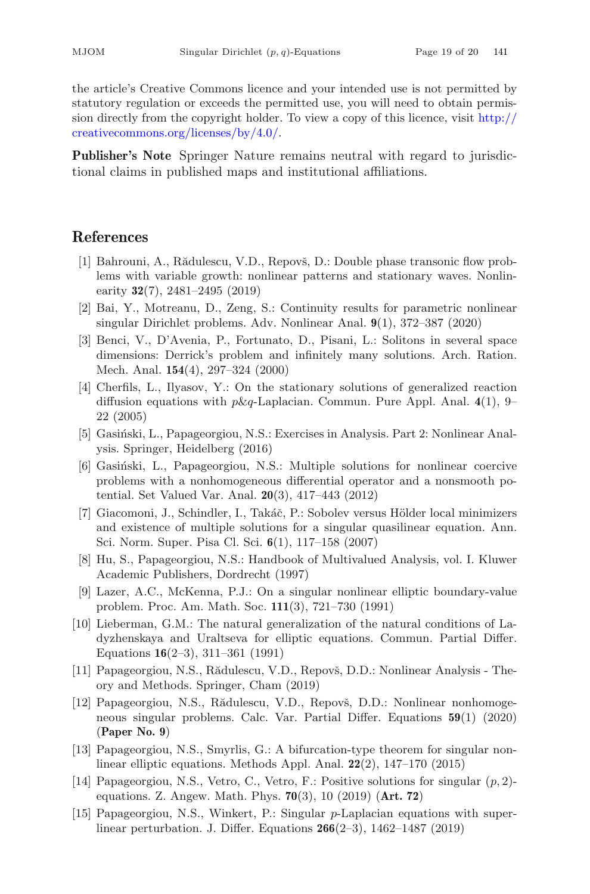the article's Creative Commons licence and your intended use is not permitted by statutory regulation or exceeds the permitted use, you will need to obtain permission directly from the copyright holder. To view a copy of this licence, visit http://creativecommons.org/licenses/by/4.0/.

**Publisher's Note** Springer Nature remains neutral with regard to jurisdictional claims in published maps and institutional affiliations.

## References

[1] Bahrouni, A., Rădulescu, V.D., Repovš, D.: Double phase transonic flow problems with variable growth: nonlinear patterns and stationary waves. Nonlinearity **32**(7), 2481–2495 (2019)

[2] Bai, Y., Motreanu, D., Zeng, S.: Continuity results for parametric nonlinear singular Dirichlet problems. Adv. Nonlinear Anal. **9**(1), 372–387 (2020)

[3] Benci, V., D'Avenia, P., Fortunato, D., Pisani, L.: Solitons in several space dimensions: Derrick's problem and infinitely many solutions. Arch. Ration. Mech. Anal. **154**(4), 297–324 (2000)

[4] Cherfils, L., Ilyasov, Y.: On the stationary solutions of generalized reaction diffusion equations with $p\&q$-Laplacian. Commun. Pure Appl. Anal. **4**(1), 9–22 (2005)

[5] Gasiński, L., Papageorgiou, N.S.: Exercises in Analysis. Part 2: Nonlinear Analysis. Springer, Heidelberg (2016)

[6] Gasiński, L., Papageorgiou, N.S.: Multiple solutions for nonlinear coercive problems with a nonhomogeneous differential operator and a nonsmooth potential. Set Valued Var. Anal. **20**(3), 417–443 (2012)

[7] Giacomoni, J., Schindler, I., Takáč, P.: Sobolev versus Hölder local minimizers and existence of multiple solutions for a singular quasilinear equation. Ann. Sci. Norm. Super. Pisa Cl. Sci. **6**(1), 117–158 (2007)

[8] Hu, S., Papageorgiou, N.S.: Handbook of Multivalued Analysis, vol. I. Kluwer Academic Publishers, Dordrecht (1997)

[9] Lazer, A.C., McKenna, P.J.: On a singular nonlinear elliptic boundary-value problem. Proc. Am. Math. Soc. **111**(3), 721–730 (1991)

[10] Lieberman, G.M.: The natural generalization of the natural conditions of Ladyzhenskaya and Ural'tseva for elliptic equations. Commun. Partial Differ. Equations **16**(2–3), 311–361 (1991)

[11] Papageorgiou, N.S., Rădulescu, V.D., Repovš, D.D.: Nonlinear Analysis - Theory and Methods. Springer, Cham (2019)

[12] Papageorgiou, N.S., Rădulescu, V.D., Repovš, D.D.: Nonlinear nonhomogeneous singular problems. Calc. Var. Partial Differ. Equations **59**(1) (2020) (**Paper No. 9**)

[13] Papageorgiou, N.S., Smyrlis, G.: A bifurcation-type theorem for singular nonlinear elliptic equations. Methods Appl. Anal. **22**(2), 147–170 (2015)

[14] Papageorgiou, N.S., Vetro, C., Vetro, F.: Positive solutions for singular $(p, 2)$-equations. Z. Angew. Math. Phys. **70**(3), 10 (2019) (**Art. 72**)

[15] Papageorgiou, N.S., Winkert, P.: Singular $p$-Laplacian equations with superlinear perturbation. J. Differ. Equations **266**(2–3), 1462–1487 (2019)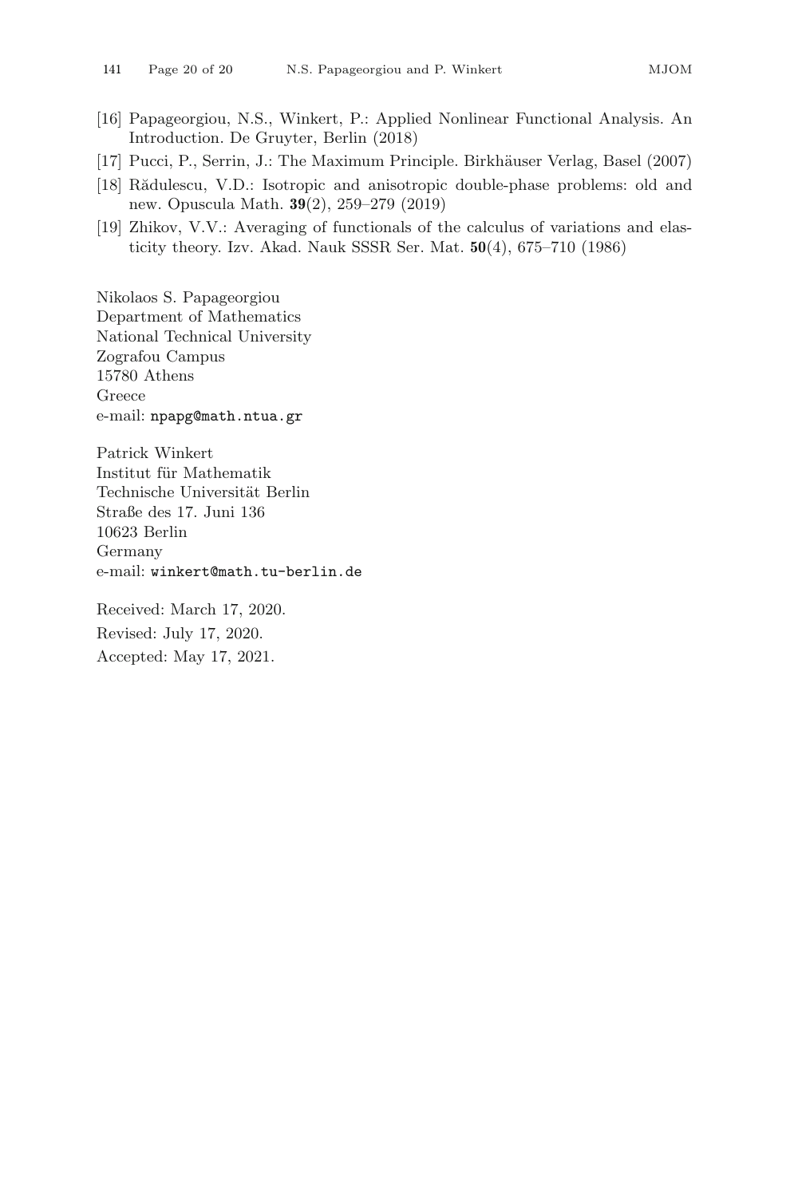[16] Papageorgiou, N.S., Winkert, P.: Applied Nonlinear Functional Analysis. An Introduction. De Gruyter, Berlin (2018)

[17] Pucci, P., Serrin, J.: The Maximum Principle. Birkhäuser Verlag, Basel (2007)

[18] Rădulescu, V.D.: Isotropic and anisotropic double-phase problems: old and new. Opuscula Math. **39**(2), 259–279 (2019)

[19] Zhikov, V.V.: Averaging of functionals of the calculus of variations and elasticity theory. Izv. Akad. Nauk SSSR Ser. Mat. **50**(4), 675–710 (1986)

Nikolaos S. Papageorgiou
Department of Mathematics
National Technical University
Zografou Campus
15780 Athens
Greece
e-mail: npapg@math.ntua.gr

Patrick Winkert
Institut für Mathematik
Technische Universität Berlin
Straße des 17. Juni 136
10623 Berlin
Germany
e-mail: winkert@math.tu-berlin.de

Received: March 17, 2020.
Revised: July 17, 2020.
Accepted: May 17, 2021.